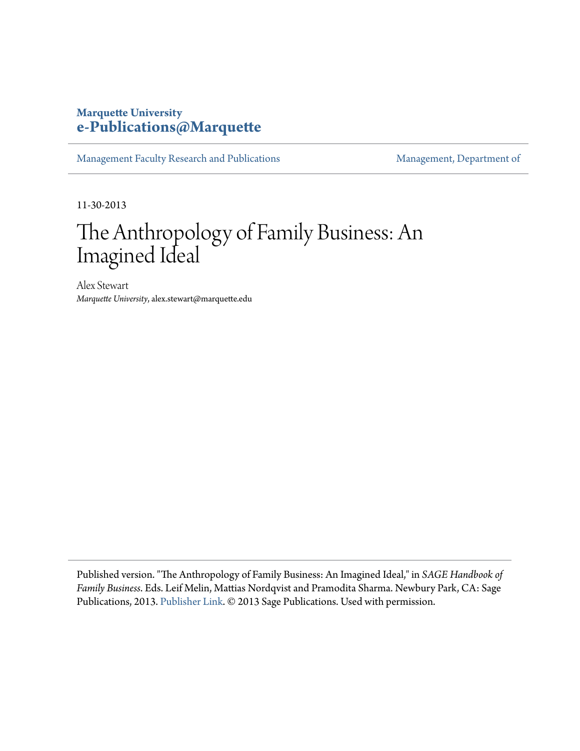Marquette University
**e-Publications@Marquette**

Management Faculty Research and Publications | Management, Department of

11-30-2013

# The Anthropology of Family Business: An Imagined Ideal

Alex Stewart
*Marquette University*, alex.stewart@marquette.edu

Published version. "The Anthropology of Family Business: An Imagined Ideal," in *SAGE Handbook of Family Business*. Eds. Leif Melin, Mattias Nordqvist and Pramodita Sharma. Newbury Park, CA: Sage Publications, 2013. Publisher Link. © 2013 Sage Publications. Used with permission.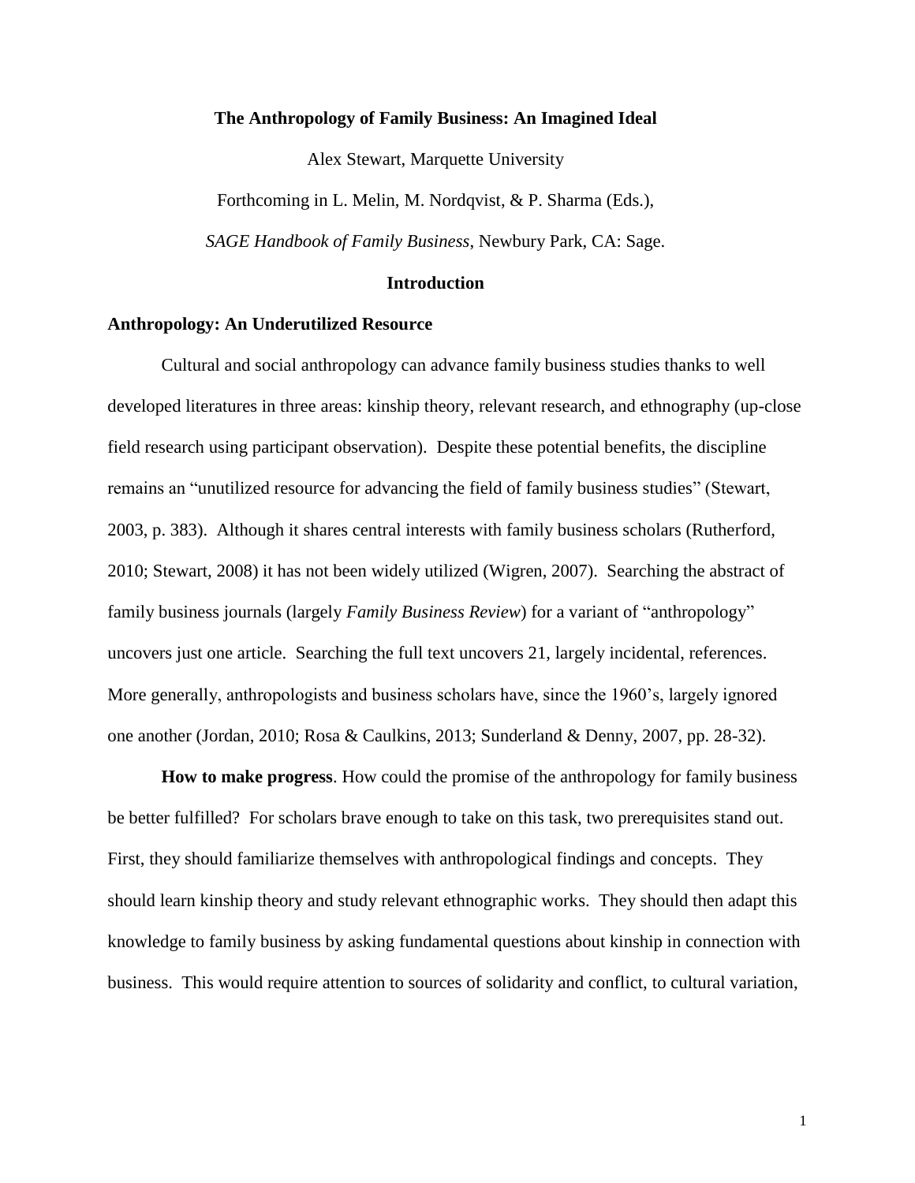**The Anthropology of Family Business: An Imagined Ideal**

Alex Stewart, Marquette University

Forthcoming in L. Melin, M. Nordqvist, & P. Sharma (Eds.),

*SAGE Handbook of Family Business*, Newbury Park, CA: Sage.

## Introduction

### Anthropology: An Underutilized Resource

Cultural and social anthropology can advance family business studies thanks to well developed literatures in three areas: kinship theory, relevant research, and ethnography (up-close field research using participant observation). Despite these potential benefits, the discipline remains an "unutilized resource for advancing the field of family business studies" (Stewart, 2003, p. 383). Although it shares central interests with family business scholars (Rutherford, 2010; Stewart, 2008) it has not been widely utilized (Wigren, 2007). Searching the abstract of family business journals (largely *Family Business Review*) for a variant of "anthropology" uncovers just one article. Searching the full text uncovers 21, largely incidental, references. More generally, anthropologists and business scholars have, since the 1960's, largely ignored one another (Jordan, 2010; Rosa & Caulkins, 2013; Sunderland & Denny, 2007, pp. 28-32).

**How to make progress**. How could the promise of the anthropology for family business be better fulfilled? For scholars brave enough to take on this task, two prerequisites stand out. First, they should familiarize themselves with anthropological findings and concepts. They should learn kinship theory and study relevant ethnographic works. They should then adapt this knowledge to family business by asking fundamental questions about kinship in connection with business. This would require attention to sources of solidarity and conflict, to cultural variation,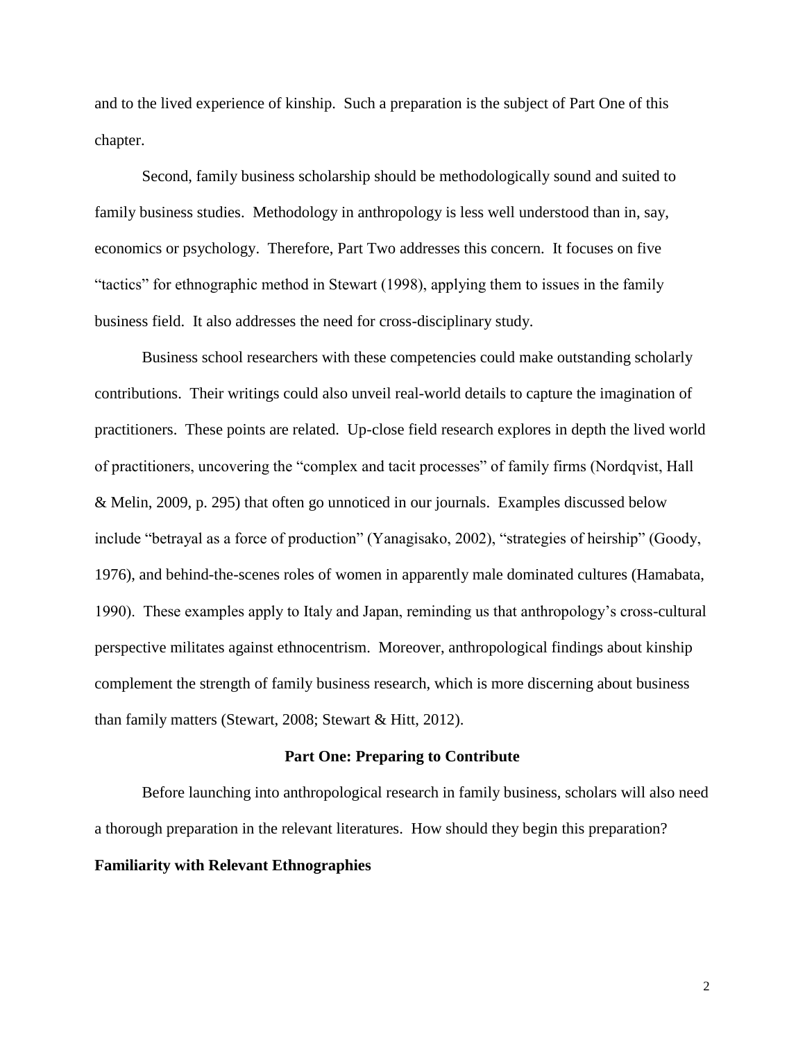and to the lived experience of kinship. Such a preparation is the subject of Part One of this chapter.

Second, family business scholarship should be methodologically sound and suited to family business studies. Methodology in anthropology is less well understood than in, say, economics or psychology. Therefore, Part Two addresses this concern. It focuses on five "tactics" for ethnographic method in Stewart (1998), applying them to issues in the family business field. It also addresses the need for cross-disciplinary study.

Business school researchers with these competencies could make outstanding scholarly contributions. Their writings could also unveil real-world details to capture the imagination of practitioners. These points are related. Up-close field research explores in depth the lived world of practitioners, uncovering the "complex and tacit processes" of family firms (Nordqvist, Hall & Melin, 2009, p. 295) that often go unnoticed in our journals. Examples discussed below include "betrayal as a force of production" (Yanagisako, 2002), "strategies of heirship" (Goody, 1976), and behind-the-scenes roles of women in apparently male dominated cultures (Hamabata, 1990). These examples apply to Italy and Japan, reminding us that anthropology's cross-cultural perspective militates against ethnocentrism. Moreover, anthropological findings about kinship complement the strength of family business research, which is more discerning about business than family matters (Stewart, 2008; Stewart & Hitt, 2012).

## Part One: Preparing to Contribute

Before launching into anthropological research in family business, scholars will also need a thorough preparation in the relevant literatures. How should they begin this preparation?

### Familiarity with Relevant Ethnographies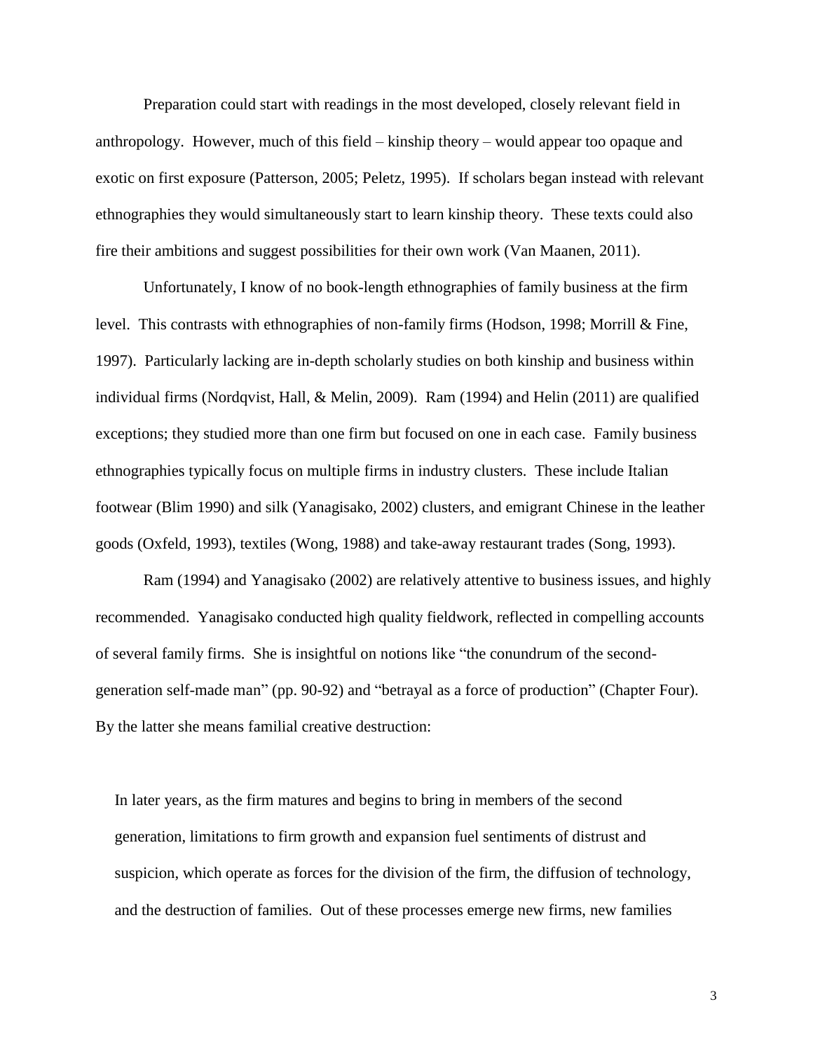Preparation could start with readings in the most developed, closely relevant field in anthropology. However, much of this field – kinship theory – would appear too opaque and exotic on first exposure (Patterson, 2005; Peletz, 1995). If scholars began instead with relevant ethnographies they would simultaneously start to learn kinship theory. These texts could also fire their ambitions and suggest possibilities for their own work (Van Maanen, 2011).

Unfortunately, I know of no book-length ethnographies of family business at the firm level. This contrasts with ethnographies of non-family firms (Hodson, 1998; Morrill & Fine, 1997). Particularly lacking are in-depth scholarly studies on both kinship and business within individual firms (Nordqvist, Hall, & Melin, 2009). Ram (1994) and Helin (2011) are qualified exceptions; they studied more than one firm but focused on one in each case. Family business ethnographies typically focus on multiple firms in industry clusters. These include Italian footwear (Blim 1990) and silk (Yanagisako, 2002) clusters, and emigrant Chinese in the leather goods (Oxfeld, 1993), textiles (Wong, 1988) and take-away restaurant trades (Song, 1993).

Ram (1994) and Yanagisako (2002) are relatively attentive to business issues, and highly recommended. Yanagisako conducted high quality fieldwork, reflected in compelling accounts of several family firms. She is insightful on notions like "the conundrum of the second-generation self-made man" (pp. 90-92) and "betrayal as a force of production" (Chapter Four). By the latter she means familial creative destruction:

> In later years, as the firm matures and begins to bring in members of the second generation, limitations to firm growth and expansion fuel sentiments of distrust and suspicion, which operate as forces for the division of the firm, the diffusion of technology, and the destruction of families. Out of these processes emerge new firms, new families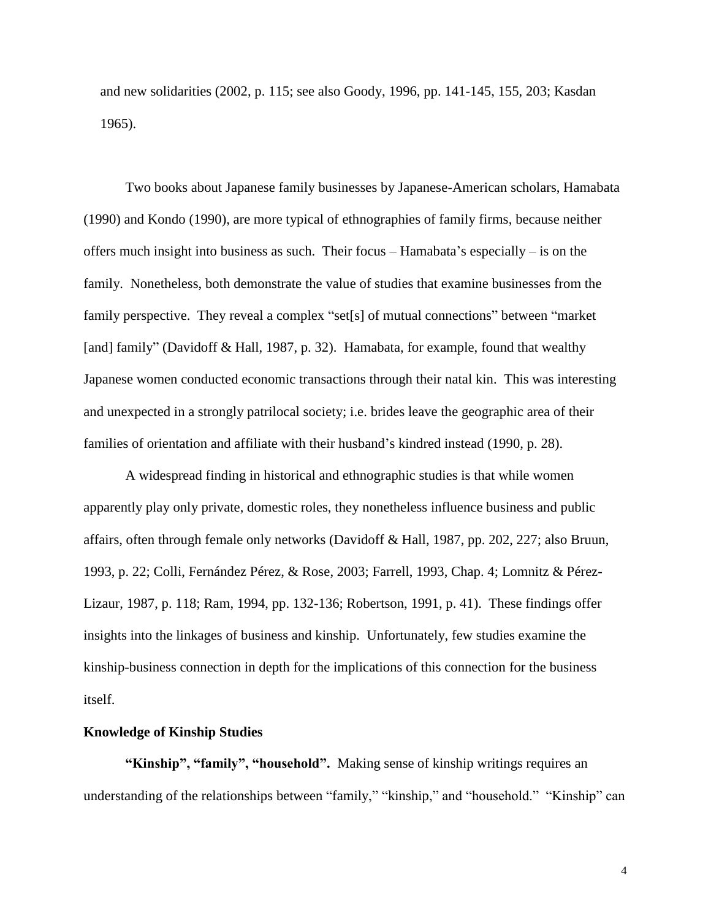and new solidarities (2002, p. 115; see also Goody, 1996, pp. 141-145, 155, 203; Kasdan 1965).

Two books about Japanese family businesses by Japanese-American scholars, Hamabata (1990) and Kondo (1990), are more typical of ethnographies of family firms, because neither offers much insight into business as such. Their focus – Hamabata's especially – is on the family. Nonetheless, both demonstrate the value of studies that examine businesses from the family perspective. They reveal a complex "set[s] of mutual connections" between "market [and] family" (Davidoff & Hall, 1987, p. 32). Hamabata, for example, found that wealthy Japanese women conducted economic transactions through their natal kin. This was interesting and unexpected in a strongly patrilocal society; i.e. brides leave the geographic area of their families of orientation and affiliate with their husband's kindred instead (1990, p. 28).

A widespread finding in historical and ethnographic studies is that while women apparently play only private, domestic roles, they nonetheless influence business and public affairs, often through female only networks (Davidoff & Hall, 1987, pp. 202, 227; also Bruun, 1993, p. 22; Colli, Fernández Pérez, & Rose, 2003; Farrell, 1993, Chap. 4; Lomnitz & Pérez-Lizaur, 1987, p. 118; Ram, 1994, pp. 132-136; Robertson, 1991, p. 41). These findings offer insights into the linkages of business and kinship. Unfortunately, few studies examine the kinship-business connection in depth for the implications of this connection for the business itself.

**Knowledge of Kinship Studies**

**"Kinship", "family", "household".** Making sense of kinship writings requires an understanding of the relationships between "family," "kinship," and "household." "Kinship" can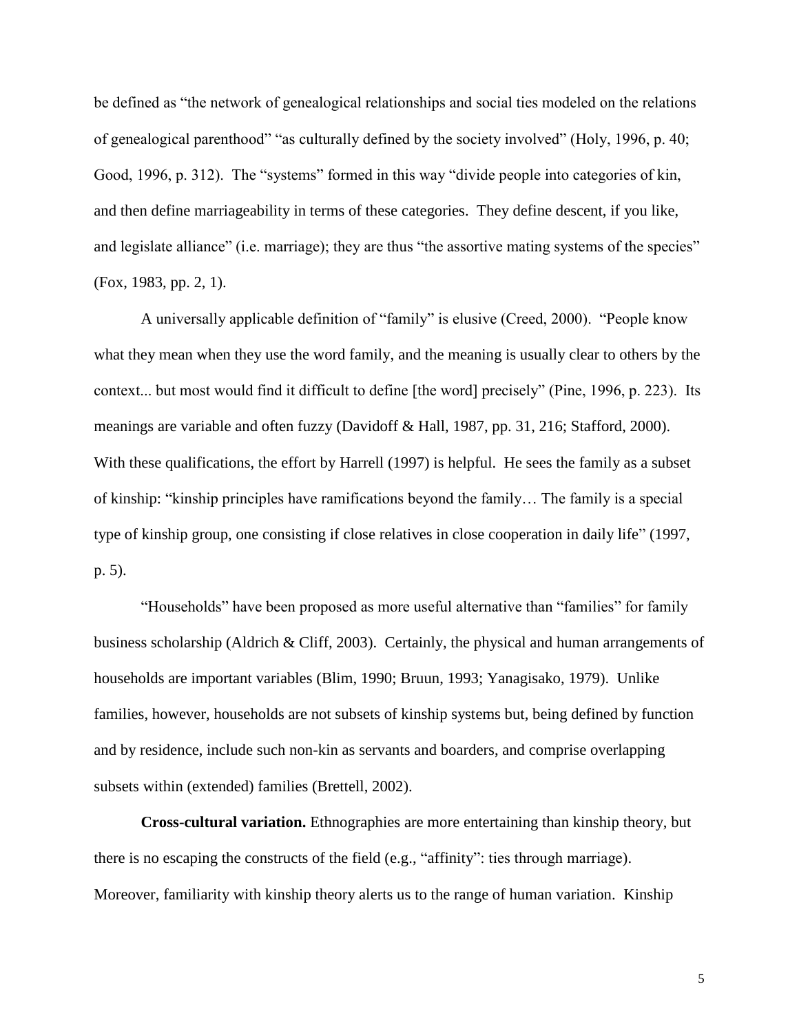be defined as "the network of genealogical relationships and social ties modeled on the relations of genealogical parenthood" "as culturally defined by the society involved" (Holy, 1996, p. 40; Good, 1996, p. 312). The "systems" formed in this way "divide people into categories of kin, and then define marriageability in terms of these categories. They define descent, if you like, and legislate alliance" (i.e. marriage); they are thus "the assortive mating systems of the species" (Fox, 1983, pp. 2, 1).

A universally applicable definition of "family" is elusive (Creed, 2000). "People know what they mean when they use the word family, and the meaning is usually clear to others by the context... but most would find it difficult to define [the word] precisely" (Pine, 1996, p. 223). Its meanings are variable and often fuzzy (Davidoff & Hall, 1987, pp. 31, 216; Stafford, 2000). With these qualifications, the effort by Harrell (1997) is helpful. He sees the family as a subset of kinship: "kinship principles have ramifications beyond the family… The family is a special type of kinship group, one consisting if close relatives in close cooperation in daily life" (1997, p. 5).

"Households" have been proposed as more useful alternative than "families" for family business scholarship (Aldrich & Cliff, 2003). Certainly, the physical and human arrangements of households are important variables (Blim, 1990; Bruun, 1993; Yanagisako, 1979). Unlike families, however, households are not subsets of kinship systems but, being defined by function and by residence, include such non-kin as servants and boarders, and comprise overlapping subsets within (extended) families (Brettell, 2002).

**Cross-cultural variation.** Ethnographies are more entertaining than kinship theory, but there is no escaping the constructs of the field (e.g., "affinity": ties through marriage). Moreover, familiarity with kinship theory alerts us to the range of human variation. Kinship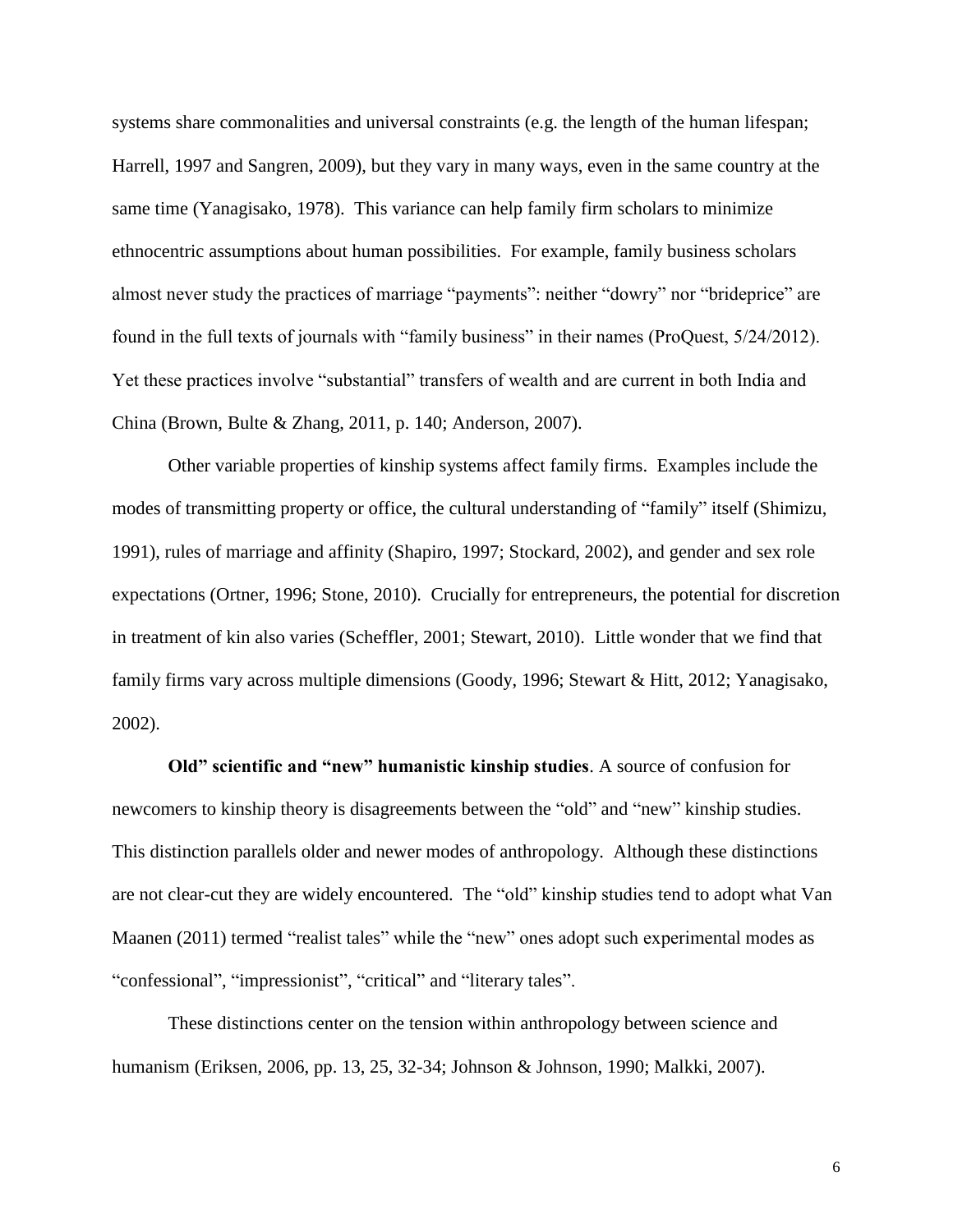systems share commonalities and universal constraints (e.g. the length of the human lifespan; Harrell, 1997 and Sangren, 2009), but they vary in many ways, even in the same country at the same time (Yanagisako, 1978). This variance can help family firm scholars to minimize ethnocentric assumptions about human possibilities. For example, family business scholars almost never study the practices of marriage "payments": neither "dowry" nor "brideprice" are found in the full texts of journals with "family business" in their names (ProQuest, 5/24/2012). Yet these practices involve "substantial" transfers of wealth and are current in both India and China (Brown, Bulte & Zhang, 2011, p. 140; Anderson, 2007).

Other variable properties of kinship systems affect family firms. Examples include the modes of transmitting property or office, the cultural understanding of "family" itself (Shimizu, 1991), rules of marriage and affinity (Shapiro, 1997; Stockard, 2002), and gender and sex role expectations (Ortner, 1996; Stone, 2010). Crucially for entrepreneurs, the potential for discretion in treatment of kin also varies (Scheffler, 2001; Stewart, 2010). Little wonder that we find that family firms vary across multiple dimensions (Goody, 1996; Stewart & Hitt, 2012; Yanagisako, 2002).

**Old" scientific and "new" humanistic kinship studies**. A source of confusion for newcomers to kinship theory is disagreements between the "old" and "new" kinship studies. This distinction parallels older and newer modes of anthropology. Although these distinctions are not clear-cut they are widely encountered. The "old" kinship studies tend to adopt what Van Maanen (2011) termed "realist tales" while the "new" ones adopt such experimental modes as "confessional", "impressionist", "critical" and "literary tales".

These distinctions center on the tension within anthropology between science and humanism (Eriksen, 2006, pp. 13, 25, 32-34; Johnson & Johnson, 1990; Malkki, 2007).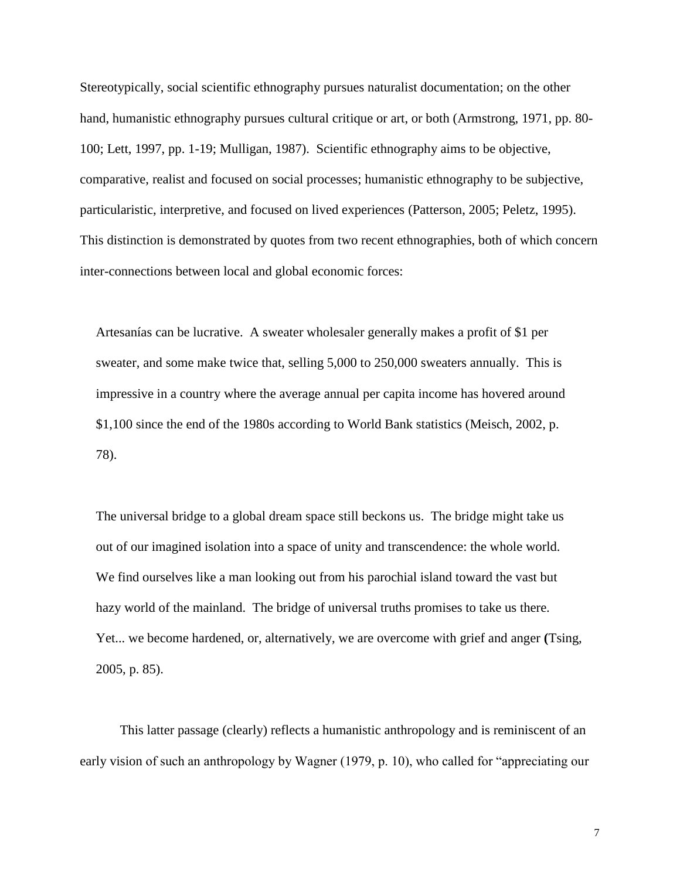Stereotypically, social scientific ethnography pursues naturalist documentation; on the other hand, humanistic ethnography pursues cultural critique or art, or both (Armstrong, 1971, pp. 80-100; Lett, 1997, pp. 1-19; Mulligan, 1987). Scientific ethnography aims to be objective, comparative, realist and focused on social processes; humanistic ethnography to be subjective, particularistic, interpretive, and focused on lived experiences (Patterson, 2005; Peletz, 1995). This distinction is demonstrated by quotes from two recent ethnographies, both of which concern inter-connections between local and global economic forces:

> Artesanías can be lucrative. A sweater wholesaler generally makes a profit of $1 per sweater, and some make twice that, selling 5,000 to 250,000 sweaters annually. This is impressive in a country where the average annual per capita income has hovered around $1,100 since the end of the 1980s according to World Bank statistics (Meisch, 2002, p. 78).

> The universal bridge to a global dream space still beckons us. The bridge might take us out of our imagined isolation into a space of unity and transcendence: the whole world. We find ourselves like a man looking out from his parochial island toward the vast but hazy world of the mainland. The bridge of universal truths promises to take us there. Yet... we become hardened, or, alternatively, we are overcome with grief and anger (Tsing, 2005, p. 85).

This latter passage (clearly) reflects a humanistic anthropology and is reminiscent of an early vision of such an anthropology by Wagner (1979, p. 10), who called for "appreciating our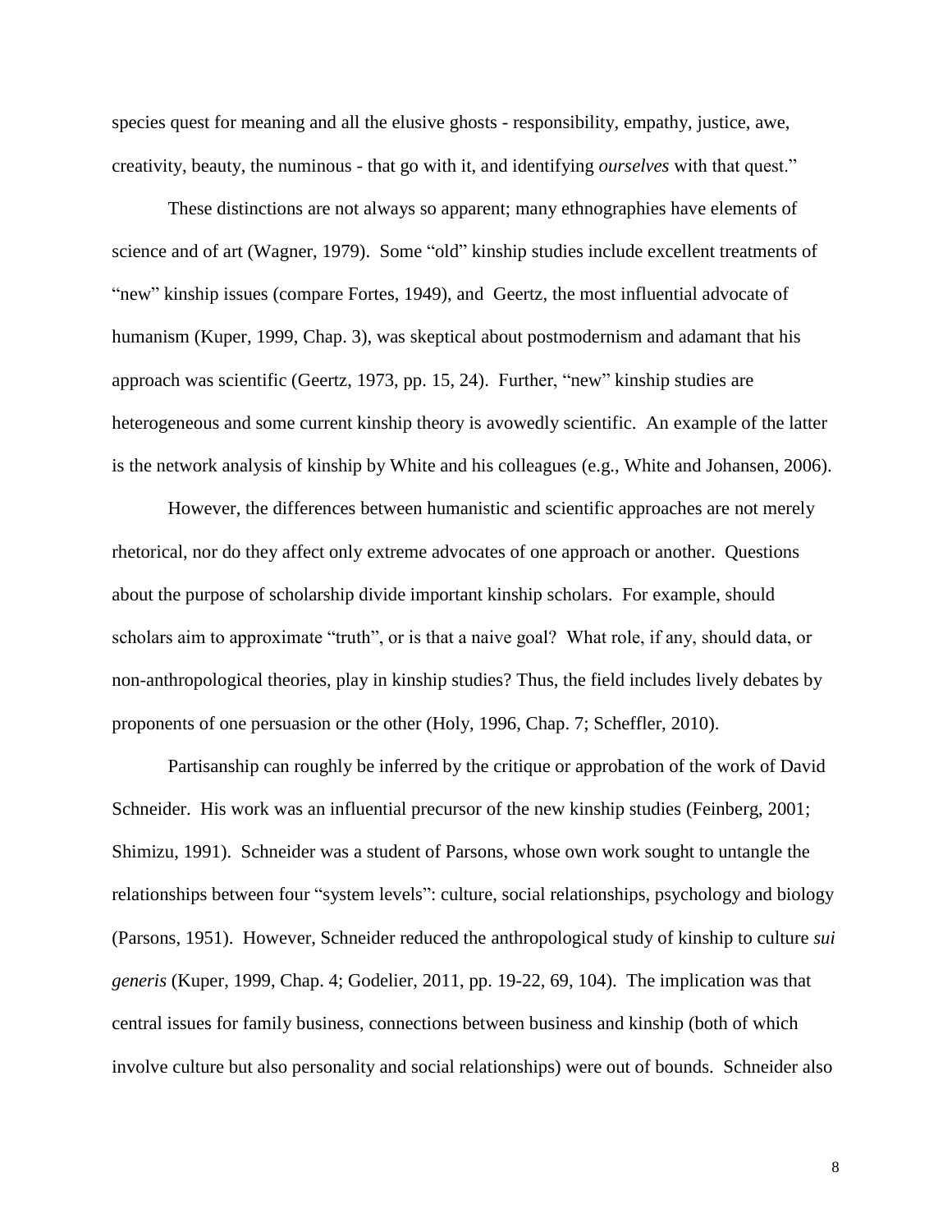species quest for meaning and all the elusive ghosts - responsibility, empathy, justice, awe, creativity, beauty, the numinous - that go with it, and identifying *ourselves* with that quest."

These distinctions are not always so apparent; many ethnographies have elements of science and of art (Wagner, 1979). Some "old" kinship studies include excellent treatments of "new" kinship issues (compare Fortes, 1949), and Geertz, the most influential advocate of humanism (Kuper, 1999, Chap. 3), was skeptical about postmodernism and adamant that his approach was scientific (Geertz, 1973, pp. 15, 24). Further, "new" kinship studies are heterogeneous and some current kinship theory is avowedly scientific. An example of the latter is the network analysis of kinship by White and his colleagues (e.g., White and Johansen, 2006).

However, the differences between humanistic and scientific approaches are not merely rhetorical, nor do they affect only extreme advocates of one approach or another. Questions about the purpose of scholarship divide important kinship scholars. For example, should scholars aim to approximate "truth", or is that a naive goal? What role, if any, should data, or non-anthropological theories, play in kinship studies? Thus, the field includes lively debates by proponents of one persuasion or the other (Holy, 1996, Chap. 7; Scheffler, 2010).

Partisanship can roughly be inferred by the critique or approbation of the work of David Schneider. His work was an influential precursor of the new kinship studies (Feinberg, 2001; Shimizu, 1991). Schneider was a student of Parsons, whose own work sought to untangle the relationships between four "system levels": culture, social relationships, psychology and biology (Parsons, 1951). However, Schneider reduced the anthropological study of kinship to culture *sui generis* (Kuper, 1999, Chap. 4; Godelier, 2011, pp. 19-22, 69, 104). The implication was that central issues for family business, connections between business and kinship (both of which involve culture but also personality and social relationships) were out of bounds. Schneider also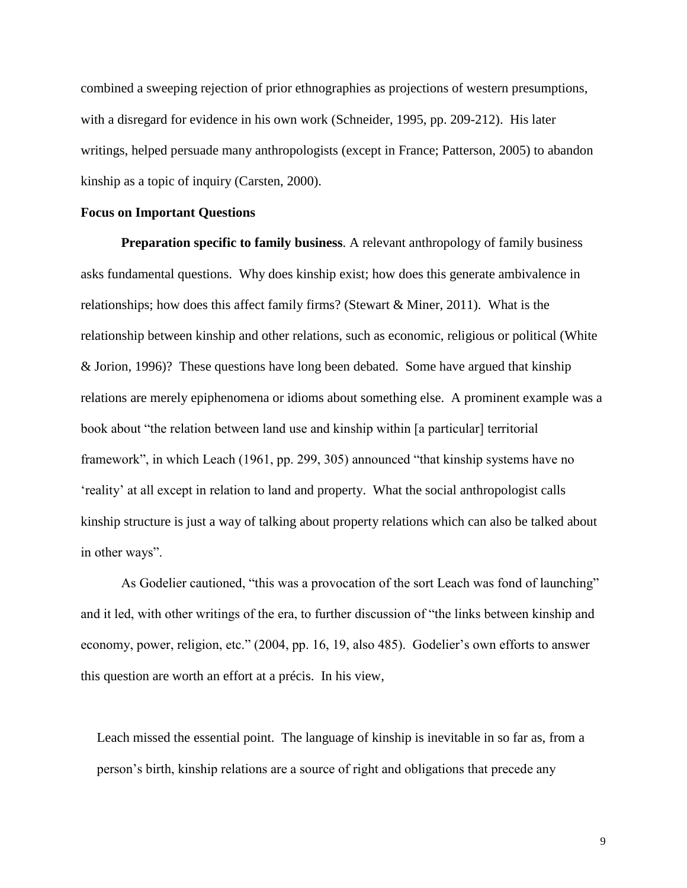combined a sweeping rejection of prior ethnographies as projections of western presumptions, with a disregard for evidence in his own work (Schneider, 1995, pp. 209-212). His later writings, helped persuade many anthropologists (except in France; Patterson, 2005) to abandon kinship as a topic of inquiry (Carsten, 2000).

### Focus on Important Questions

**Preparation specific to family business**. A relevant anthropology of family business asks fundamental questions. Why does kinship exist; how does this generate ambivalence in relationships; how does this affect family firms? (Stewart & Miner, 2011). What is the relationship between kinship and other relations, such as economic, religious or political (White & Jorion, 1996)? These questions have long been debated. Some have argued that kinship relations are merely epiphenomena or idioms about something else. A prominent example was a book about "the relation between land use and kinship within [a particular] territorial framework", in which Leach (1961, pp. 299, 305) announced "that kinship systems have no 'reality' at all except in relation to land and property. What the social anthropologist calls kinship structure is just a way of talking about property relations which can also be talked about in other ways".

As Godelier cautioned, "this was a provocation of the sort Leach was fond of launching" and it led, with other writings of the era, to further discussion of "the links between kinship and economy, power, religion, etc." (2004, pp. 16, 19, also 485). Godelier's own efforts to answer this question are worth an effort at a précis. In his view,

> Leach missed the essential point. The language of kinship is inevitable in so far as, from a person's birth, kinship relations are a source of right and obligations that precede any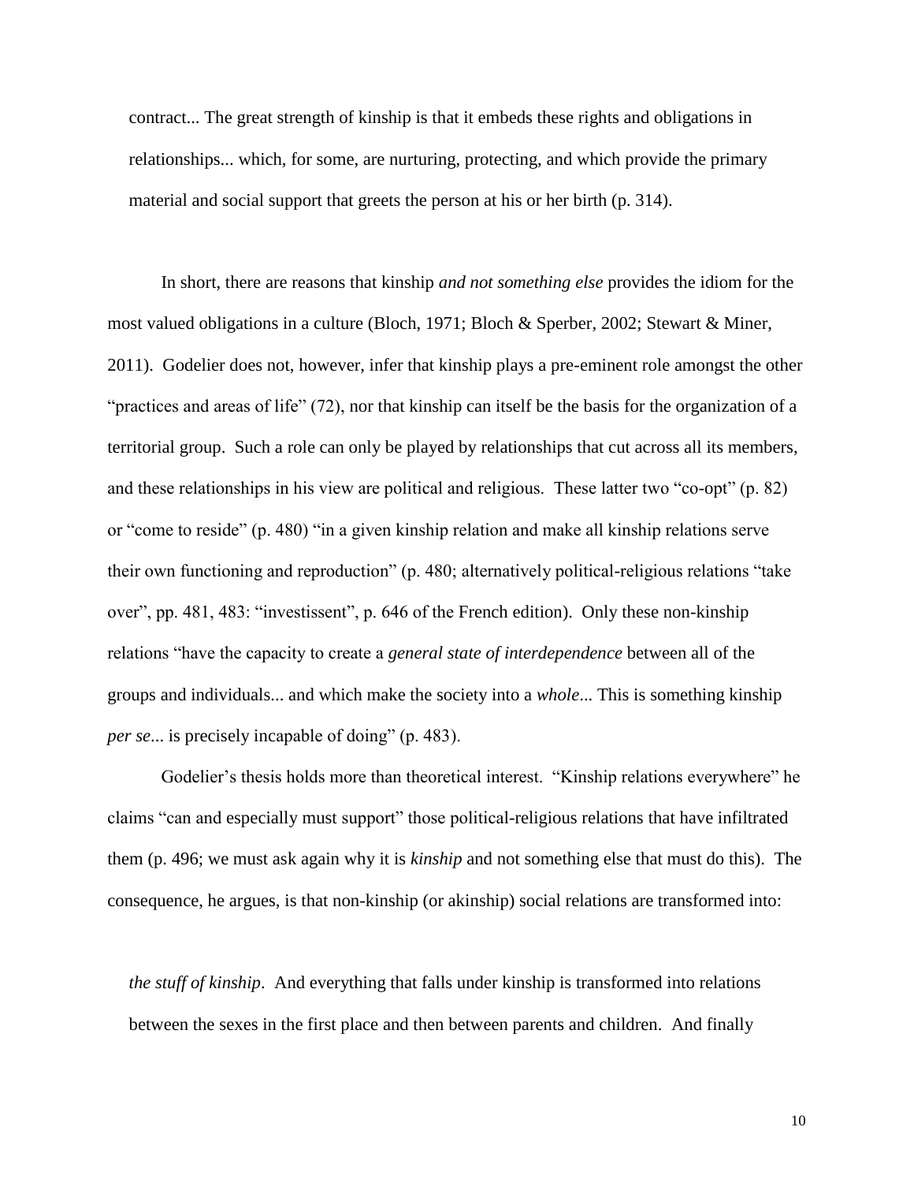> contract... The great strength of kinship is that it embeds these rights and obligations in relationships... which, for some, are nurturing, protecting, and which provide the primary material and social support that greets the person at his or her birth (p. 314).

In short, there are reasons that kinship *and not something else* provides the idiom for the most valued obligations in a culture (Bloch, 1971; Bloch & Sperber, 2002; Stewart & Miner, 2011). Godelier does not, however, infer that kinship plays a pre-eminent role amongst the other "practices and areas of life" (72), nor that kinship can itself be the basis for the organization of a territorial group. Such a role can only be played by relationships that cut across all its members, and these relationships in his view are political and religious. These latter two "co-opt" (p. 82) or "come to reside" (p. 480) "in a given kinship relation and make all kinship relations serve their own functioning and reproduction" (p. 480; alternatively political-religious relations "take over", pp. 481, 483: "investissent", p. 646 of the French edition). Only these non-kinship relations "have the capacity to create a *general state of interdependence* between all of the groups and individuals... and which make the society into a *whole*... This is something kinship *per se*... is precisely incapable of doing" (p. 483).

Godelier's thesis holds more than theoretical interest. "Kinship relations everywhere" he claims "can and especially must support" those political-religious relations that have infiltrated them (p. 496; we must ask again why it is *kinship* and not something else that must do this). The consequence, he argues, is that non-kinship (or akinship) social relations are transformed into:

> *the stuff of kinship*. And everything that falls under kinship is transformed into relations between the sexes in the first place and then between parents and children. And finally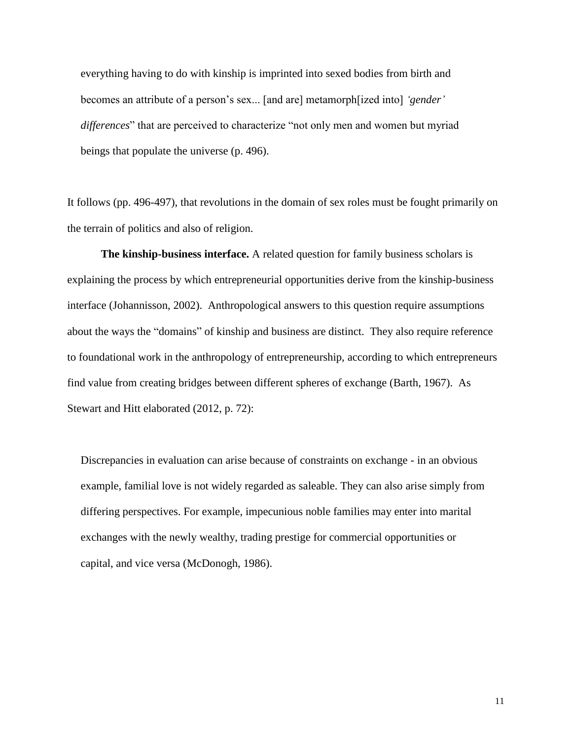> everything having to do with kinship is imprinted into sexed bodies from birth and becomes an attribute of a person's sex... [and are] metamorph[ized into] *'gender' differences*" that are perceived to characterize "not only men and women but myriad beings that populate the universe (p. 496).

It follows (pp. 496-497), that revolutions in the domain of sex roles must be fought primarily on the terrain of politics and also of religion.

**The kinship-business interface.** A related question for family business scholars is explaining the process by which entrepreneurial opportunities derive from the kinship-business interface (Johannisson, 2002). Anthropological answers to this question require assumptions about the ways the "domains" of kinship and business are distinct. They also require reference to foundational work in the anthropology of entrepreneurship, according to which entrepreneurs find value from creating bridges between different spheres of exchange (Barth, 1967). As Stewart and Hitt elaborated (2012, p. 72):

> Discrepancies in evaluation can arise because of constraints on exchange - in an obvious example, familial love is not widely regarded as saleable. They can also arise simply from differing perspectives. For example, impecunious noble families may enter into marital exchanges with the newly wealthy, trading prestige for commercial opportunities or capital, and vice versa (McDonogh, 1986).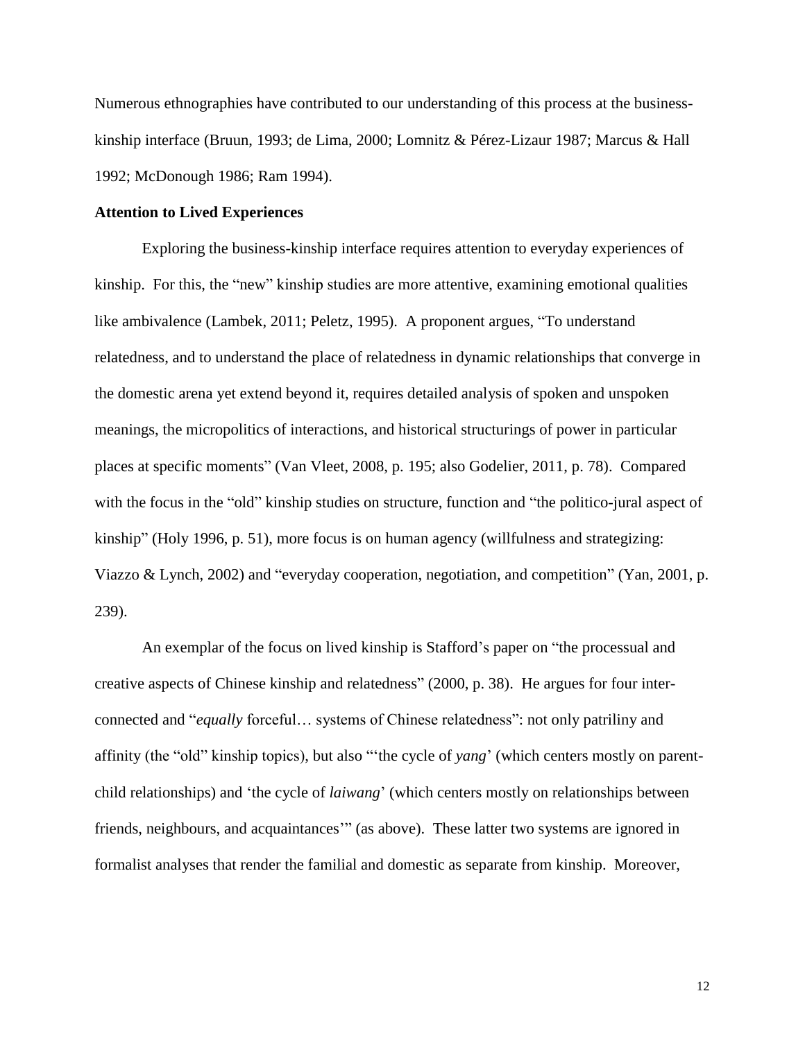Numerous ethnographies have contributed to our understanding of this process at the business-kinship interface (Bruun, 1993; de Lima, 2000; Lomnitz & Pérez-Lizaur 1987; Marcus & Hall 1992; McDonough 1986; Ram 1994).

**Attention to Lived Experiences**

Exploring the business-kinship interface requires attention to everyday experiences of kinship. For this, the "new" kinship studies are more attentive, examining emotional qualities like ambivalence (Lambek, 2011; Peletz, 1995). A proponent argues, "To understand relatedness, and to understand the place of relatedness in dynamic relationships that converge in the domestic arena yet extend beyond it, requires detailed analysis of spoken and unspoken meanings, the micropolitics of interactions, and historical structurings of power in particular places at specific moments" (Van Vleet, 2008, p. 195; also Godelier, 2011, p. 78). Compared with the focus in the "old" kinship studies on structure, function and "the politico-jural aspect of kinship" (Holy 1996, p. 51), more focus is on human agency (willfulness and strategizing: Viazzo & Lynch, 2002) and "everyday cooperation, negotiation, and competition" (Yan, 2001, p. 239).

An exemplar of the focus on lived kinship is Stafford's paper on "the processual and creative aspects of Chinese kinship and relatedness" (2000, p. 38). He argues for four inter-connected and "*equally* forceful… systems of Chinese relatedness": not only patriliny and affinity (the "old" kinship topics), but also "'the cycle of *yang*' (which centers mostly on parent-child relationships) and 'the cycle of *laiwang*' (which centers mostly on relationships between friends, neighbours, and acquaintances'" (as above). These latter two systems are ignored in formalist analyses that render the familial and domestic as separate from kinship. Moreover,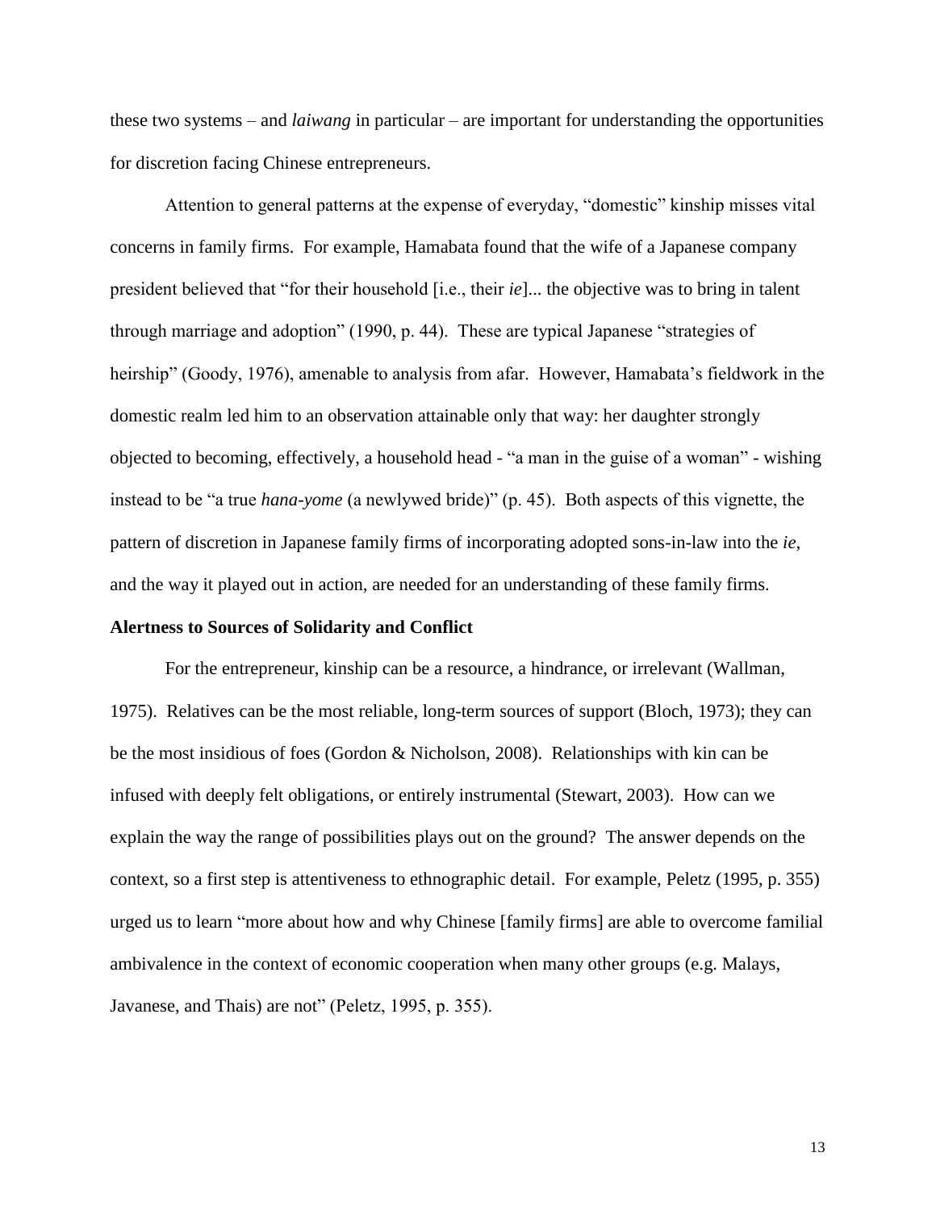these two systems – and *laiwang* in particular – are important for understanding the opportunities for discretion facing Chinese entrepreneurs.

Attention to general patterns at the expense of everyday, "domestic" kinship misses vital concerns in family firms. For example, Hamabata found that the wife of a Japanese company president believed that "for their household [i.e., their *ie*]... the objective was to bring in talent through marriage and adoption" (1990, p. 44). These are typical Japanese "strategies of heirship" (Goody, 1976), amenable to analysis from afar. However, Hamabata's fieldwork in the domestic realm led him to an observation attainable only that way: her daughter strongly objected to becoming, effectively, a household head - "a man in the guise of a woman" - wishing instead to be "a true *hana-yome* (a newlywed bride)" (p. 45). Both aspects of this vignette, the pattern of discretion in Japanese family firms of incorporating adopted sons-in-law into the *ie*, and the way it played out in action, are needed for an understanding of these family firms.

**Alertness to Sources of Solidarity and Conflict**

For the entrepreneur, kinship can be a resource, a hindrance, or irrelevant (Wallman, 1975). Relatives can be the most reliable, long-term sources of support (Bloch, 1973); they can be the most insidious of foes (Gordon & Nicholson, 2008). Relationships with kin can be infused with deeply felt obligations, or entirely instrumental (Stewart, 2003). How can we explain the way the range of possibilities plays out on the ground? The answer depends on the context, so a first step is attentiveness to ethnographic detail. For example, Peletz (1995, p. 355) urged us to learn "more about how and why Chinese [family firms] are able to overcome familial ambivalence in the context of economic cooperation when many other groups (e.g. Malays, Javanese, and Thais) are not" (Peletz, 1995, p. 355).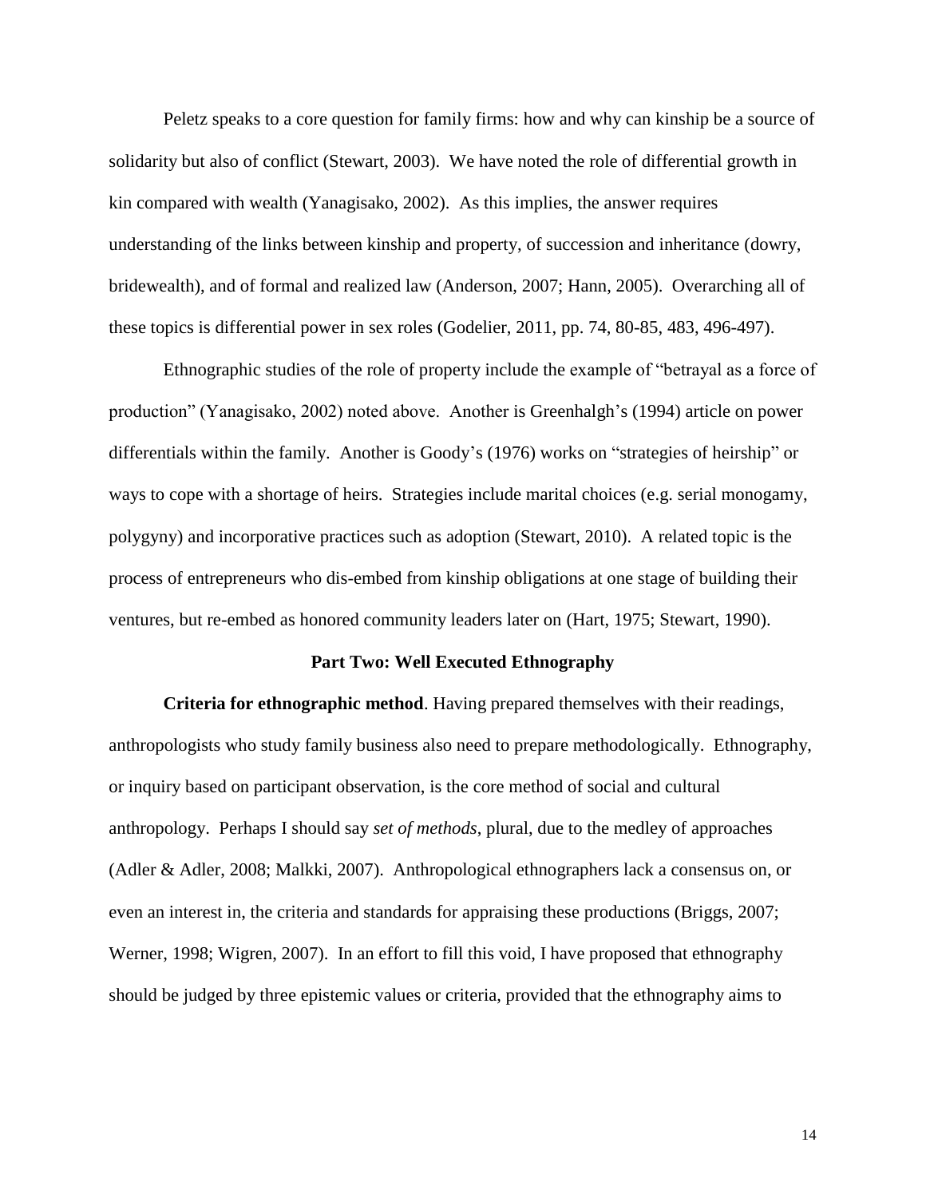Peletz speaks to a core question for family firms: how and why can kinship be a source of solidarity but also of conflict (Stewart, 2003). We have noted the role of differential growth in kin compared with wealth (Yanagisako, 2002). As this implies, the answer requires understanding of the links between kinship and property, of succession and inheritance (dowry, bridewealth), and of formal and realized law (Anderson, 2007; Hann, 2005). Overarching all of these topics is differential power in sex roles (Godelier, 2011, pp. 74, 80-85, 483, 496-497).

Ethnographic studies of the role of property include the example of "betrayal as a force of production" (Yanagisako, 2002) noted above. Another is Greenhalgh's (1994) article on power differentials within the family. Another is Goody's (1976) works on "strategies of heirship" or ways to cope with a shortage of heirs. Strategies include marital choices (e.g. serial monogamy, polygyny) and incorporative practices such as adoption (Stewart, 2010). A related topic is the process of entrepreneurs who dis-embed from kinship obligations at one stage of building their ventures, but re-embed as honored community leaders later on (Hart, 1975; Stewart, 1990).

## Part Two: Well Executed Ethnography

**Criteria for ethnographic method**. Having prepared themselves with their readings, anthropologists who study family business also need to prepare methodologically. Ethnography, or inquiry based on participant observation, is the core method of social and cultural anthropology. Perhaps I should say *set of methods*, plural, due to the medley of approaches (Adler & Adler, 2008; Malkki, 2007). Anthropological ethnographers lack a consensus on, or even an interest in, the criteria and standards for appraising these productions (Briggs, 2007; Werner, 1998; Wigren, 2007). In an effort to fill this void, I have proposed that ethnography should be judged by three epistemic values or criteria, provided that the ethnography aims to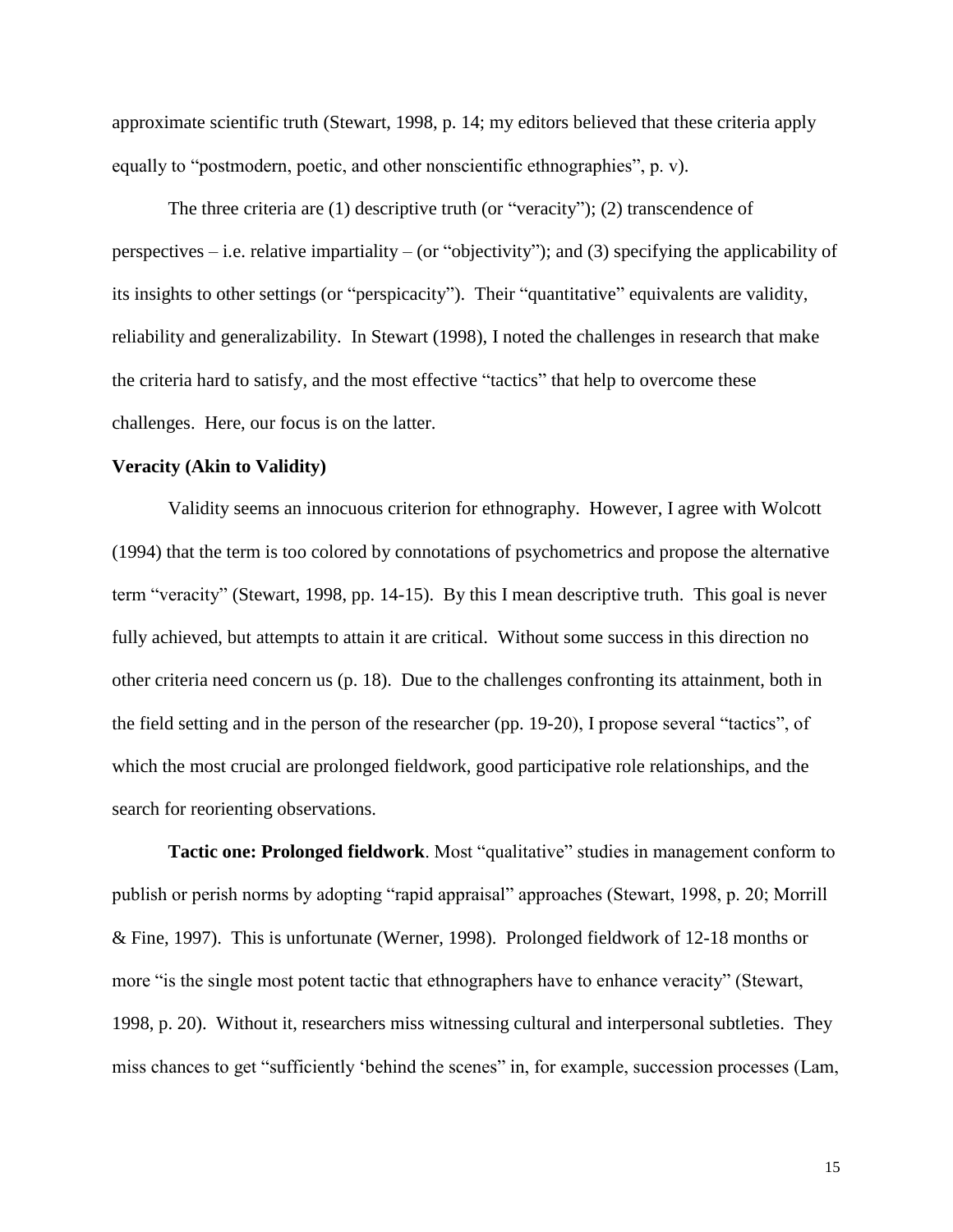approximate scientific truth (Stewart, 1998, p. 14; my editors believed that these criteria apply equally to "postmodern, poetic, and other nonscientific ethnographies", p. v).

The three criteria are (1) descriptive truth (or "veracity"); (2) transcendence of perspectives – i.e. relative impartiality – (or "objectivity"); and (3) specifying the applicability of its insights to other settings (or "perspicacity"). Their "quantitative" equivalents are validity, reliability and generalizability. In Stewart (1998), I noted the challenges in research that make the criteria hard to satisfy, and the most effective "tactics" that help to overcome these challenges. Here, our focus is on the latter.

**Veracity (Akin to Validity)**

Validity seems an innocuous criterion for ethnography. However, I agree with Wolcott (1994) that the term is too colored by connotations of psychometrics and propose the alternative term "veracity" (Stewart, 1998, pp. 14-15). By this I mean descriptive truth. This goal is never fully achieved, but attempts to attain it are critical. Without some success in this direction no other criteria need concern us (p. 18). Due to the challenges confronting its attainment, both in the field setting and in the person of the researcher (pp. 19-20), I propose several "tactics", of which the most crucial are prolonged fieldwork, good participative role relationships, and the search for reorienting observations.

**Tactic one: Prolonged fieldwork**. Most "qualitative" studies in management conform to publish or perish norms by adopting "rapid appraisal" approaches (Stewart, 1998, p. 20; Morrill & Fine, 1997). This is unfortunate (Werner, 1998). Prolonged fieldwork of 12-18 months or more "is the single most potent tactic that ethnographers have to enhance veracity" (Stewart, 1998, p. 20). Without it, researchers miss witnessing cultural and interpersonal subtleties. They miss chances to get "sufficiently 'behind the scenes" in, for example, succession processes (Lam,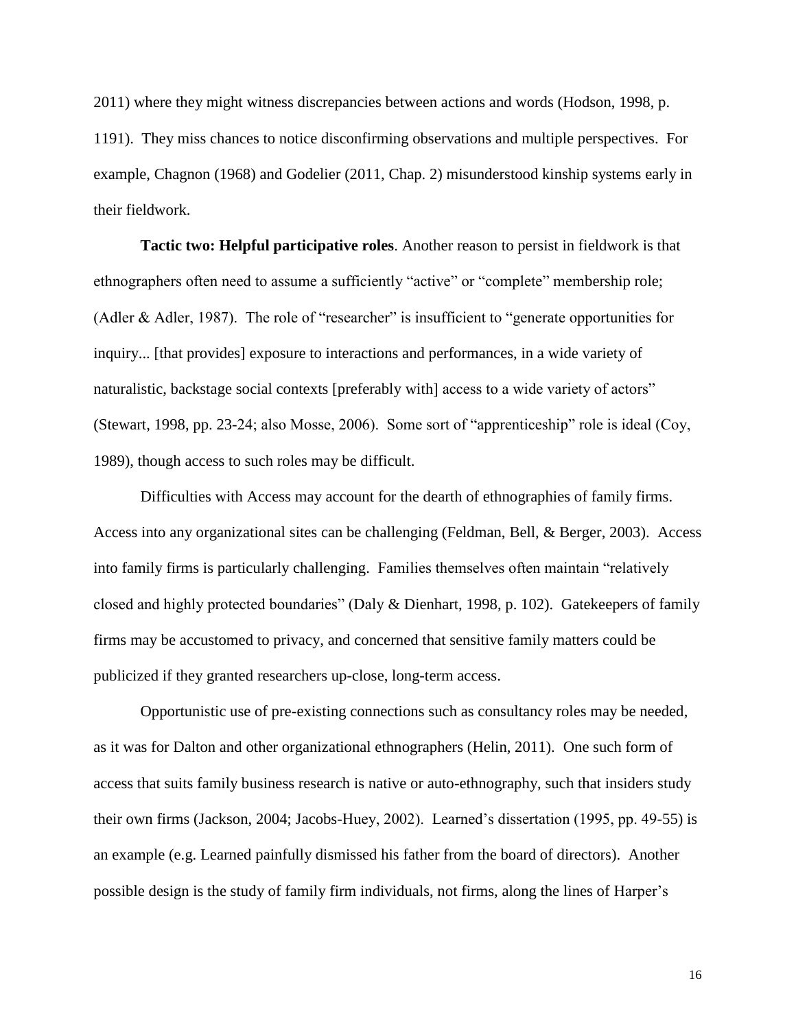2011) where they might witness discrepancies between actions and words (Hodson, 1998, p. 1191). They miss chances to notice disconfirming observations and multiple perspectives. For example, Chagnon (1968) and Godelier (2011, Chap. 2) misunderstood kinship systems early in their fieldwork.

**Tactic two: Helpful participative roles**. Another reason to persist in fieldwork is that ethnographers often need to assume a sufficiently "active" or "complete" membership role; (Adler & Adler, 1987). The role of "researcher" is insufficient to "generate opportunities for inquiry... [that provides] exposure to interactions and performances, in a wide variety of naturalistic, backstage social contexts [preferably with] access to a wide variety of actors" (Stewart, 1998, pp. 23-24; also Mosse, 2006). Some sort of "apprenticeship" role is ideal (Coy, 1989), though access to such roles may be difficult.

Difficulties with Access may account for the dearth of ethnographies of family firms. Access into any organizational sites can be challenging (Feldman, Bell, & Berger, 2003). Access into family firms is particularly challenging. Families themselves often maintain "relatively closed and highly protected boundaries" (Daly & Dienhart, 1998, p. 102). Gatekeepers of family firms may be accustomed to privacy, and concerned that sensitive family matters could be publicized if they granted researchers up-close, long-term access.

Opportunistic use of pre-existing connections such as consultancy roles may be needed, as it was for Dalton and other organizational ethnographers (Helin, 2011). One such form of access that suits family business research is native or auto-ethnography, such that insiders study their own firms (Jackson, 2004; Jacobs-Huey, 2002). Learned's dissertation (1995, pp. 49-55) is an example (e.g. Learned painfully dismissed his father from the board of directors). Another possible design is the study of family firm individuals, not firms, along the lines of Harper's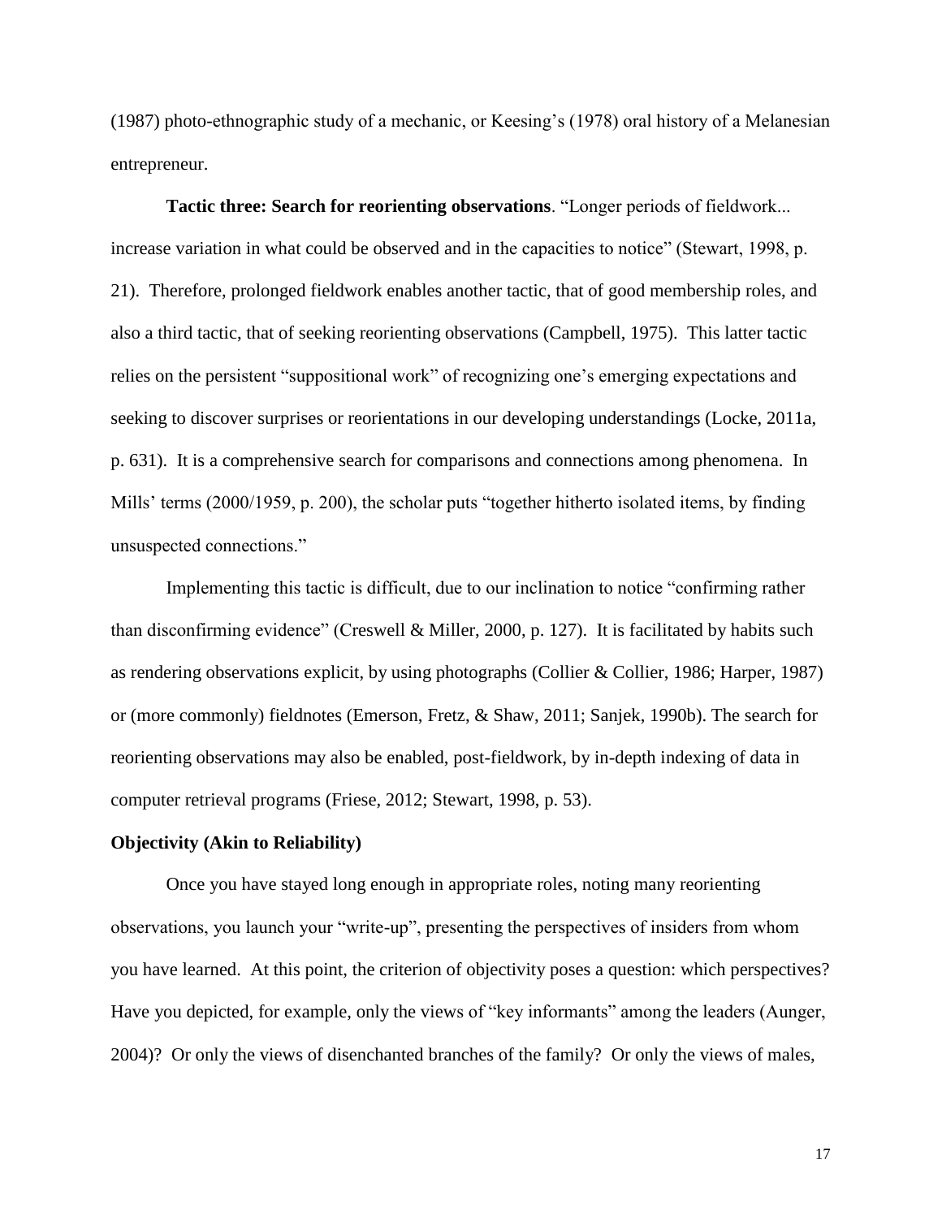(1987) photo-ethnographic study of a mechanic, or Keesing's (1978) oral history of a Melanesian entrepreneur.

**Tactic three: Search for reorienting observations**. "Longer periods of fieldwork... increase variation in what could be observed and in the capacities to notice" (Stewart, 1998, p. 21). Therefore, prolonged fieldwork enables another tactic, that of good membership roles, and also a third tactic, that of seeking reorienting observations (Campbell, 1975). This latter tactic relies on the persistent "suppositional work" of recognizing one's emerging expectations and seeking to discover surprises or reorientations in our developing understandings (Locke, 2011a, p. 631). It is a comprehensive search for comparisons and connections among phenomena. In Mills' terms (2000/1959, p. 200), the scholar puts "together hitherto isolated items, by finding unsuspected connections."

Implementing this tactic is difficult, due to our inclination to notice "confirming rather than disconfirming evidence" (Creswell & Miller, 2000, p. 127). It is facilitated by habits such as rendering observations explicit, by using photographs (Collier & Collier, 1986; Harper, 1987) or (more commonly) fieldnotes (Emerson, Fretz, & Shaw, 2011; Sanjek, 1990b). The search for reorienting observations may also be enabled, post-fieldwork, by in-depth indexing of data in computer retrieval programs (Friese, 2012; Stewart, 1998, p. 53).

### Objectivity (Akin to Reliability)

Once you have stayed long enough in appropriate roles, noting many reorienting observations, you launch your "write-up", presenting the perspectives of insiders from whom you have learned. At this point, the criterion of objectivity poses a question: which perspectives? Have you depicted, for example, only the views of "key informants" among the leaders (Aunger, 2004)? Or only the views of disenchanted branches of the family? Or only the views of males,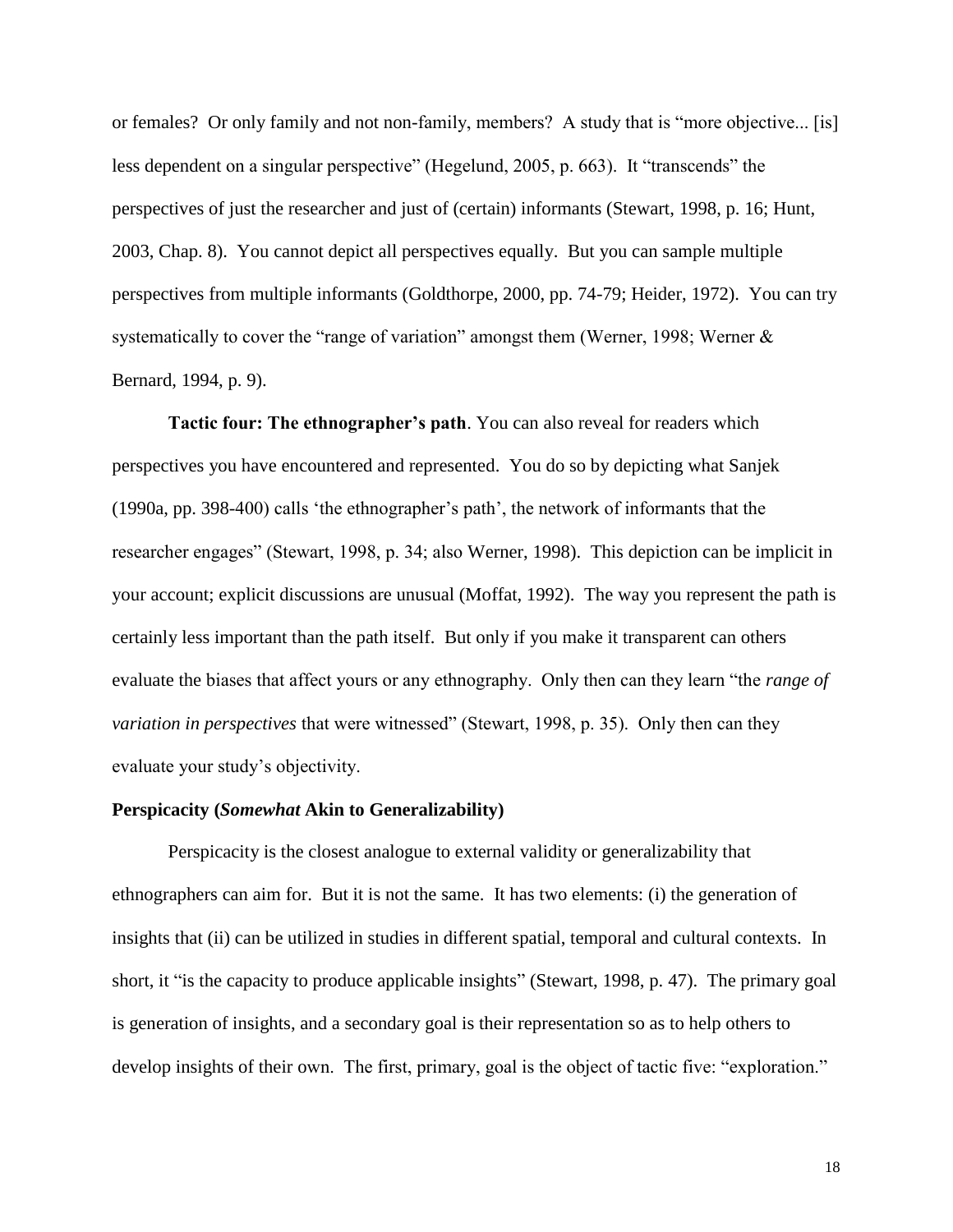or females? Or only family and not non-family, members? A study that is "more objective... [is] less dependent on a singular perspective" (Hegelund, 2005, p. 663). It "transcends" the perspectives of just the researcher and just of (certain) informants (Stewart, 1998, p. 16; Hunt, 2003, Chap. 8). You cannot depict all perspectives equally. But you can sample multiple perspectives from multiple informants (Goldthorpe, 2000, pp. 74-79; Heider, 1972). You can try systematically to cover the "range of variation" amongst them (Werner, 1998; Werner & Bernard, 1994, p. 9).

**Tactic four: The ethnographer's path**. You can also reveal for readers which perspectives you have encountered and represented. You do so by depicting what Sanjek (1990a, pp. 398-400) calls 'the ethnographer's path', the network of informants that the researcher engages" (Stewart, 1998, p. 34; also Werner, 1998). This depiction can be implicit in your account; explicit discussions are unusual (Moffat, 1992). The way you represent the path is certainly less important than the path itself. But only if you make it transparent can others evaluate the biases that affect yours or any ethnography. Only then can they learn "the *range of variation in perspectives* that were witnessed" (Stewart, 1998, p. 35). Only then can they evaluate your study's objectivity.

### Perspicacity (*Somewhat* Akin to Generalizability)

Perspicacity is the closest analogue to external validity or generalizability that ethnographers can aim for. But it is not the same. It has two elements: (i) the generation of insights that (ii) can be utilized in studies in different spatial, temporal and cultural contexts. In short, it "is the capacity to produce applicable insights" (Stewart, 1998, p. 47). The primary goal is generation of insights, and a secondary goal is their representation so as to help others to develop insights of their own. The first, primary, goal is the object of tactic five: "exploration."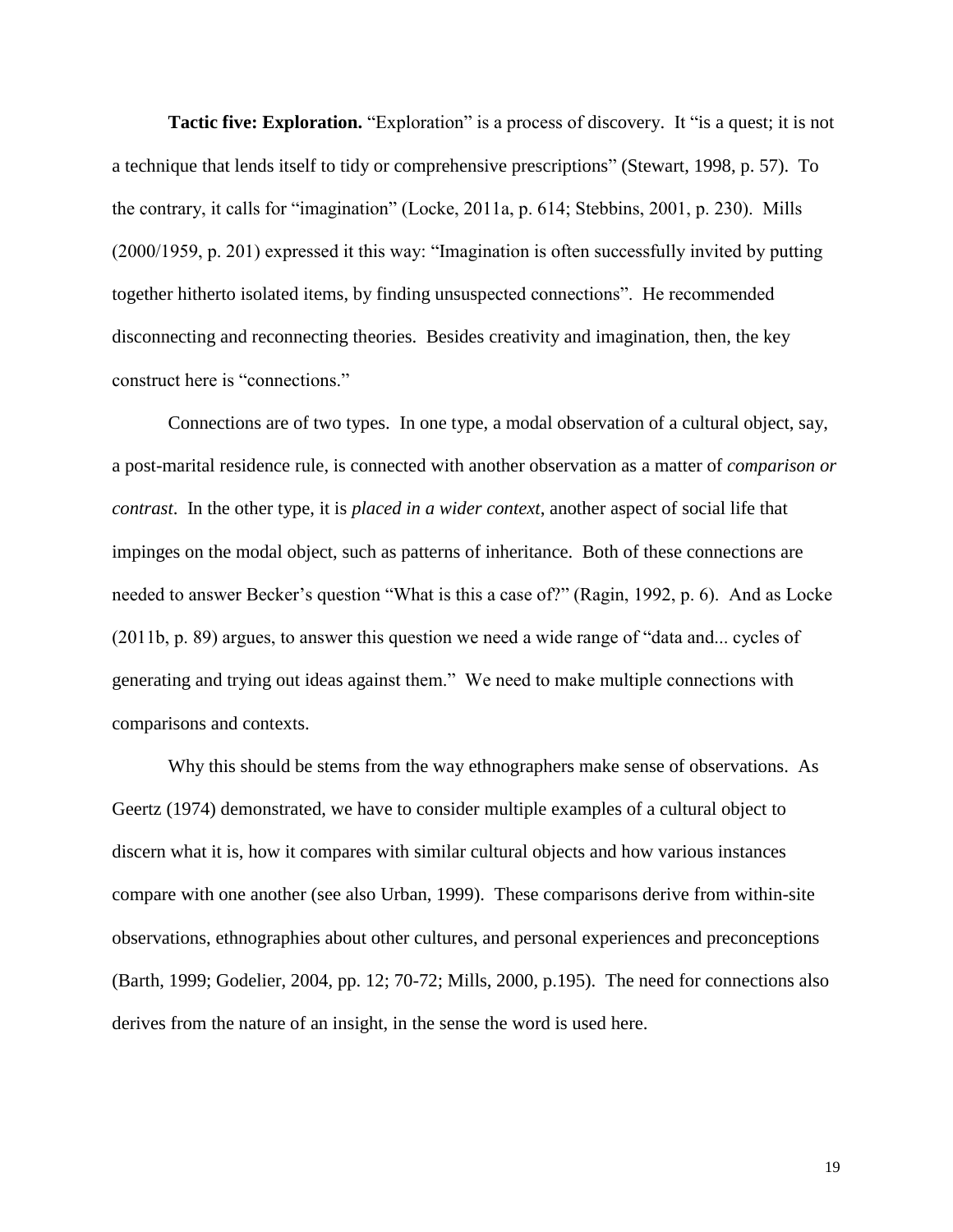**Tactic five: Exploration.** "Exploration" is a process of discovery. It "is a quest; it is not a technique that lends itself to tidy or comprehensive prescriptions" (Stewart, 1998, p. 57). To the contrary, it calls for "imagination" (Locke, 2011a, p. 614; Stebbins, 2001, p. 230). Mills (2000/1959, p. 201) expressed it this way: "Imagination is often successfully invited by putting together hitherto isolated items, by finding unsuspected connections". He recommended disconnecting and reconnecting theories. Besides creativity and imagination, then, the key construct here is "connections."

Connections are of two types. In one type, a modal observation of a cultural object, say, a post-marital residence rule, is connected with another observation as a matter of *comparison or contrast*. In the other type, it is *placed in a wider context*, another aspect of social life that impinges on the modal object, such as patterns of inheritance. Both of these connections are needed to answer Becker's question "What is this a case of?" (Ragin, 1992, p. 6). And as Locke (2011b, p. 89) argues, to answer this question we need a wide range of "data and... cycles of generating and trying out ideas against them." We need to make multiple connections with comparisons and contexts.

Why this should be stems from the way ethnographers make sense of observations. As Geertz (1974) demonstrated, we have to consider multiple examples of a cultural object to discern what it is, how it compares with similar cultural objects and how various instances compare with one another (see also Urban, 1999). These comparisons derive from within-site observations, ethnographies about other cultures, and personal experiences and preconceptions (Barth, 1999; Godelier, 2004, pp. 12; 70-72; Mills, 2000, p.195). The need for connections also derives from the nature of an insight, in the sense the word is used here.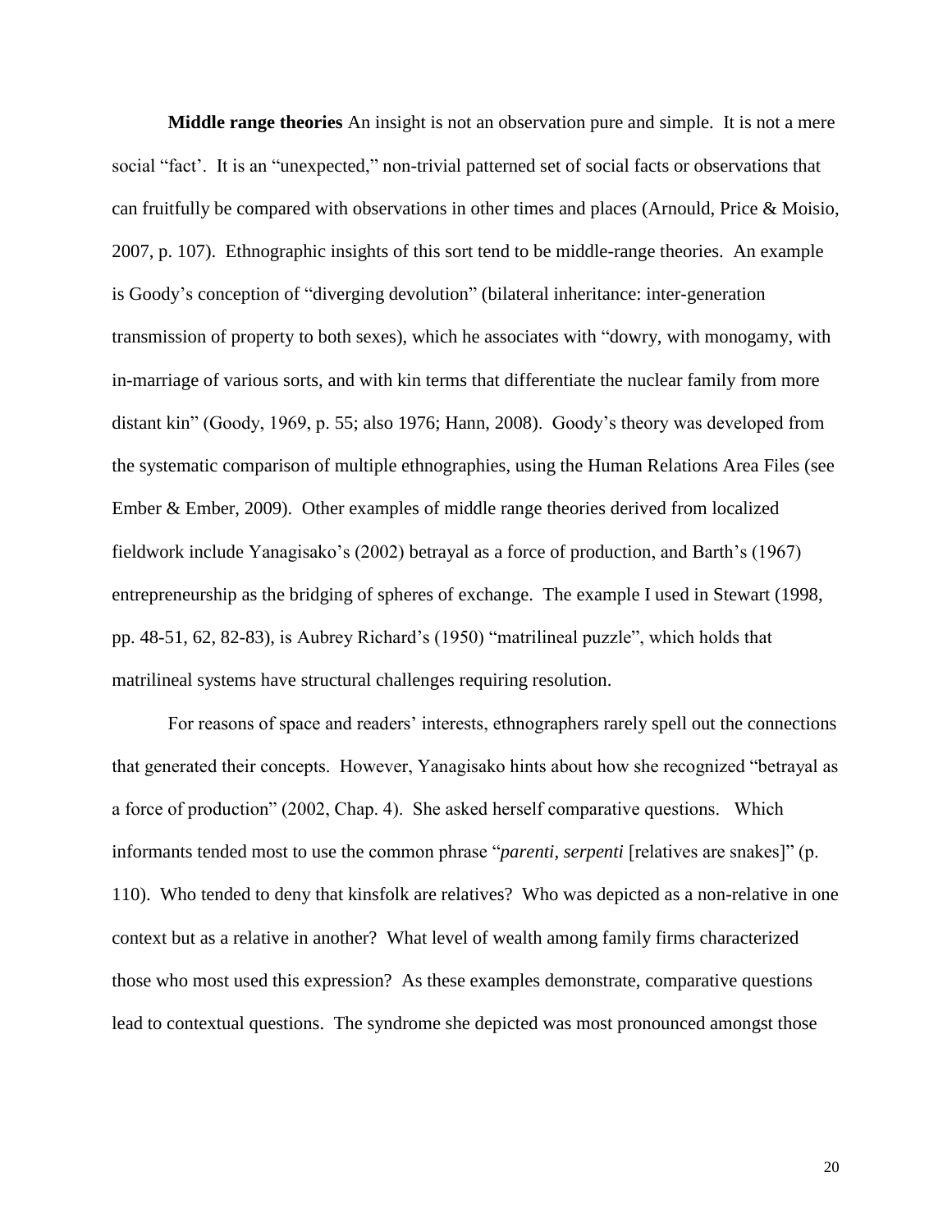**Middle range theories** An insight is not an observation pure and simple. It is not a mere social "fact'. It is an "unexpected," non-trivial patterned set of social facts or observations that can fruitfully be compared with observations in other times and places (Arnould, Price & Moisio, 2007, p. 107). Ethnographic insights of this sort tend to be middle-range theories. An example is Goody's conception of "diverging devolution" (bilateral inheritance: inter-generation transmission of property to both sexes), which he associates with "dowry, with monogamy, with in-marriage of various sorts, and with kin terms that differentiate the nuclear family from more distant kin" (Goody, 1969, p. 55; also 1976; Hann, 2008). Goody's theory was developed from the systematic comparison of multiple ethnographies, using the Human Relations Area Files (see Ember & Ember, 2009). Other examples of middle range theories derived from localized fieldwork include Yanagisako's (2002) betrayal as a force of production, and Barth's (1967) entrepreneurship as the bridging of spheres of exchange. The example I used in Stewart (1998, pp. 48-51, 62, 82-83), is Aubrey Richard's (1950) "matrilineal puzzle", which holds that matrilineal systems have structural challenges requiring resolution.

For reasons of space and readers' interests, ethnographers rarely spell out the connections that generated their concepts. However, Yanagisako hints about how she recognized "betrayal as a force of production" (2002, Chap. 4). She asked herself comparative questions. Which informants tended most to use the common phrase "*parenti, serpenti* [relatives are snakes]" (p. 110). Who tended to deny that kinsfolk are relatives? Who was depicted as a non-relative in one context but as a relative in another? What level of wealth among family firms characterized those who most used this expression? As these examples demonstrate, comparative questions lead to contextual questions. The syndrome she depicted was most pronounced amongst those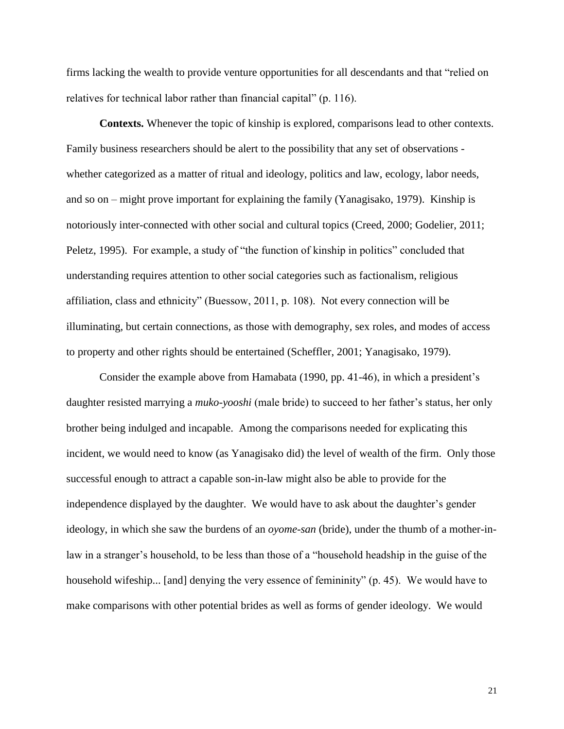firms lacking the wealth to provide venture opportunities for all descendants and that "relied on relatives for technical labor rather than financial capital" (p. 116).

**Contexts.** Whenever the topic of kinship is explored, comparisons lead to other contexts. Family business researchers should be alert to the possibility that any set of observations - whether categorized as a matter of ritual and ideology, politics and law, ecology, labor needs, and so on – might prove important for explaining the family (Yanagisako, 1979). Kinship is notoriously inter-connected with other social and cultural topics (Creed, 2000; Godelier, 2011; Peletz, 1995). For example, a study of "the function of kinship in politics" concluded that understanding requires attention to other social categories such as factionalism, religious affiliation, class and ethnicity" (Buessow, 2011, p. 108). Not every connection will be illuminating, but certain connections, as those with demography, sex roles, and modes of access to property and other rights should be entertained (Scheffler, 2001; Yanagisako, 1979).

Consider the example above from Hamabata (1990, pp. 41-46), in which a president's daughter resisted marrying a *muko-yooshi* (male bride) to succeed to her father's status, her only brother being indulged and incapable. Among the comparisons needed for explicating this incident, we would need to know (as Yanagisako did) the level of wealth of the firm. Only those successful enough to attract a capable son-in-law might also be able to provide for the independence displayed by the daughter. We would have to ask about the daughter's gender ideology, in which she saw the burdens of an *oyome-san* (bride), under the thumb of a mother-in-law in a stranger's household, to be less than those of a "household headship in the guise of the household wifeship... [and] denying the very essence of femininity" (p. 45). We would have to make comparisons with other potential brides as well as forms of gender ideology. We would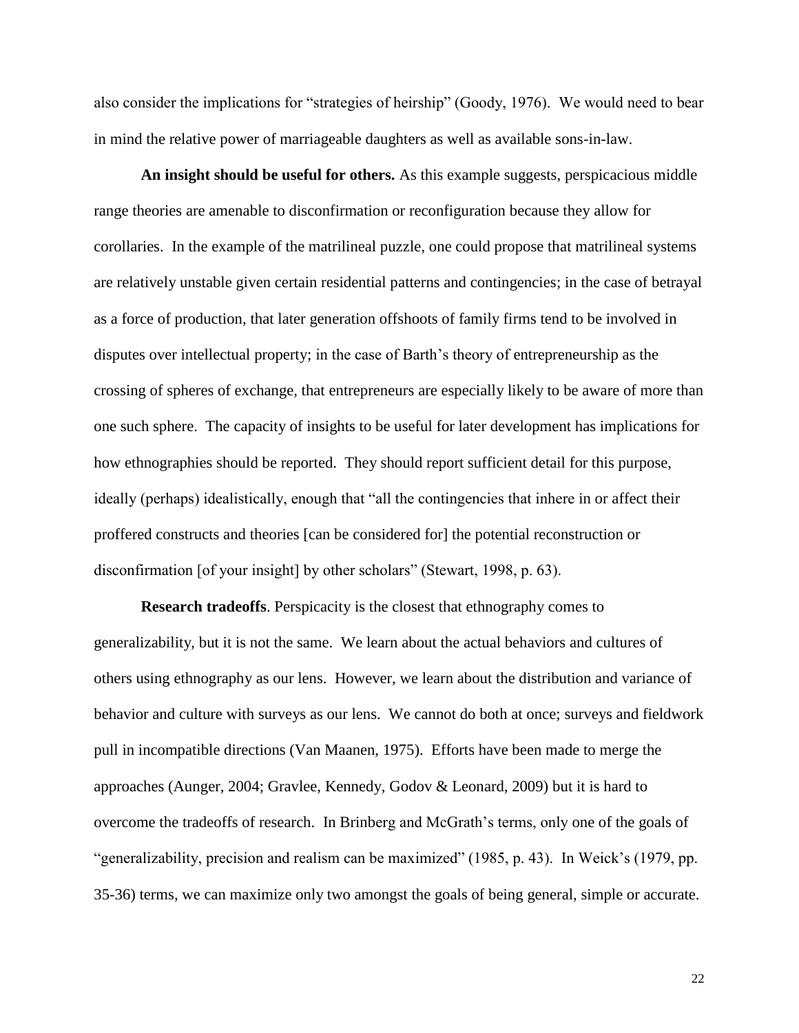also consider the implications for "strategies of heirship" (Goody, 1976). We would need to bear in mind the relative power of marriageable daughters as well as available sons-in-law.

**An insight should be useful for others.** As this example suggests, perspicacious middle range theories are amenable to disconfirmation or reconfiguration because they allow for corollaries. In the example of the matrilineal puzzle, one could propose that matrilineal systems are relatively unstable given certain residential patterns and contingencies; in the case of betrayal as a force of production, that later generation offshoots of family firms tend to be involved in disputes over intellectual property; in the case of Barth's theory of entrepreneurship as the crossing of spheres of exchange, that entrepreneurs are especially likely to be aware of more than one such sphere. The capacity of insights to be useful for later development has implications for how ethnographies should be reported. They should report sufficient detail for this purpose, ideally (perhaps) idealistically, enough that "all the contingencies that inhere in or affect their proffered constructs and theories [can be considered for] the potential reconstruction or disconfirmation [of your insight] by other scholars" (Stewart, 1998, p. 63).

**Research tradeoffs**. Perspicacity is the closest that ethnography comes to generalizability, but it is not the same. We learn about the actual behaviors and cultures of others using ethnography as our lens. However, we learn about the distribution and variance of behavior and culture with surveys as our lens. We cannot do both at once; surveys and fieldwork pull in incompatible directions (Van Maanen, 1975). Efforts have been made to merge the approaches (Aunger, 2004; Gravlee, Kennedy, Godov & Leonard, 2009) but it is hard to overcome the tradeoffs of research. In Brinberg and McGrath's terms, only one of the goals of "generalizability, precision and realism can be maximized" (1985, p. 43). In Weick's (1979, pp. 35-36) terms, we can maximize only two amongst the goals of being general, simple or accurate.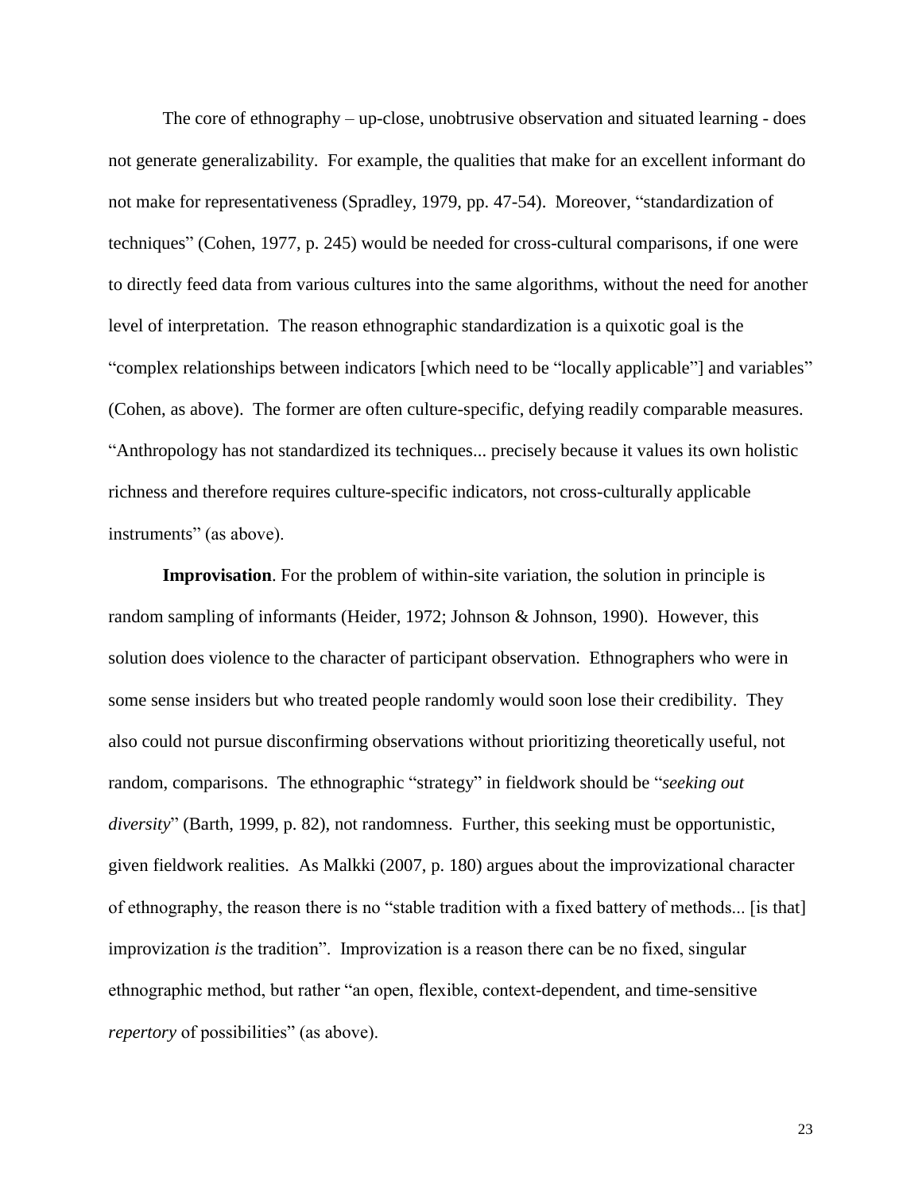The core of ethnography – up-close, unobtrusive observation and situated learning - does not generate generalizability. For example, the qualities that make for an excellent informant do not make for representativeness (Spradley, 1979, pp. 47-54). Moreover, "standardization of techniques" (Cohen, 1977, p. 245) would be needed for cross-cultural comparisons, if one were to directly feed data from various cultures into the same algorithms, without the need for another level of interpretation. The reason ethnographic standardization is a quixotic goal is the "complex relationships between indicators [which need to be "locally applicable"] and variables" (Cohen, as above). The former are often culture-specific, defying readily comparable measures. "Anthropology has not standardized its techniques... precisely because it values its own holistic richness and therefore requires culture-specific indicators, not cross-culturally applicable instruments" (as above).

**Improvisation**. For the problem of within-site variation, the solution in principle is random sampling of informants (Heider, 1972; Johnson & Johnson, 1990). However, this solution does violence to the character of participant observation. Ethnographers who were in some sense insiders but who treated people randomly would soon lose their credibility. They also could not pursue disconfirming observations without prioritizing theoretically useful, not random, comparisons. The ethnographic "strategy" in fieldwork should be "*seeking out diversity*" (Barth, 1999, p. 82), not randomness. Further, this seeking must be opportunistic, given fieldwork realities. As Malkki (2007, p. 180) argues about the improvizational character of ethnography, the reason there is no "stable tradition with a fixed battery of methods... [is that] improvization *is* the tradition". Improvization is a reason there can be no fixed, singular ethnographic method, but rather "an open, flexible, context-dependent, and time-sensitive *repertory* of possibilities" (as above).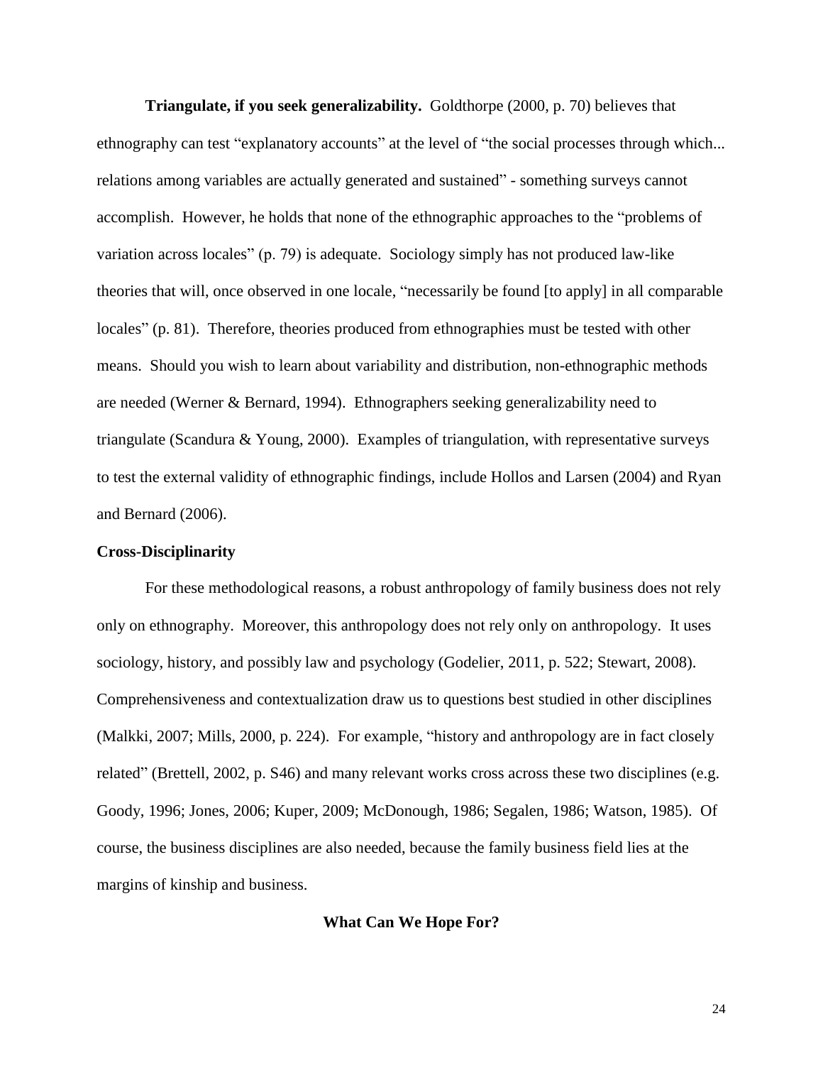**Triangulate, if you seek generalizability.** Goldthorpe (2000, p. 70) believes that ethnography can test "explanatory accounts" at the level of "the social processes through which... relations among variables are actually generated and sustained" - something surveys cannot accomplish. However, he holds that none of the ethnographic approaches to the "problems of variation across locales" (p. 79) is adequate. Sociology simply has not produced law-like theories that will, once observed in one locale, "necessarily be found [to apply] in all comparable locales" (p. 81). Therefore, theories produced from ethnographies must be tested with other means. Should you wish to learn about variability and distribution, non-ethnographic methods are needed (Werner & Bernard, 1994). Ethnographers seeking generalizability need to triangulate (Scandura & Young, 2000). Examples of triangulation, with representative surveys to test the external validity of ethnographic findings, include Hollos and Larsen (2004) and Ryan and Bernard (2006).

## Cross-Disciplinarity

For these methodological reasons, a robust anthropology of family business does not rely only on ethnography. Moreover, this anthropology does not rely only on anthropology. It uses sociology, history, and possibly law and psychology (Godelier, 2011, p. 522; Stewart, 2008). Comprehensiveness and contextualization draw us to questions best studied in other disciplines (Malkki, 2007; Mills, 2000, p. 224). For example, "history and anthropology are in fact closely related" (Brettell, 2002, p. S46) and many relevant works cross across these two disciplines (e.g. Goody, 1996; Jones, 2006; Kuper, 2009; McDonough, 1986; Segalen, 1986; Watson, 1985). Of course, the business disciplines are also needed, because the family business field lies at the margins of kinship and business.

# What Can We Hope For?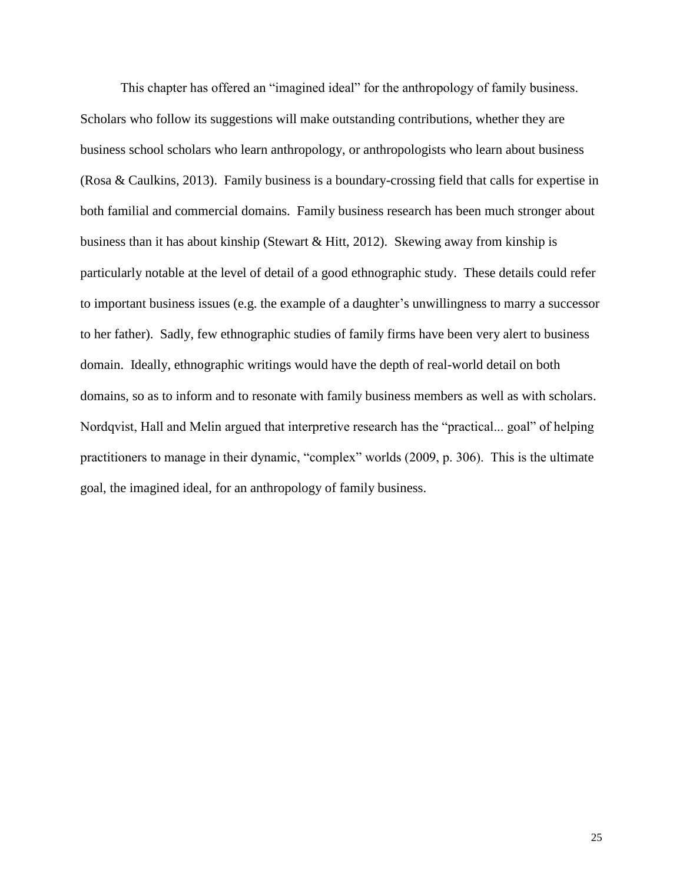This chapter has offered an "imagined ideal" for the anthropology of family business. Scholars who follow its suggestions will make outstanding contributions, whether they are business school scholars who learn anthropology, or anthropologists who learn about business (Rosa & Caulkins, 2013). Family business is a boundary-crossing field that calls for expertise in both familial and commercial domains. Family business research has been much stronger about business than it has about kinship (Stewart & Hitt, 2012). Skewing away from kinship is particularly notable at the level of detail of a good ethnographic study. These details could refer to important business issues (e.g. the example of a daughter's unwillingness to marry a successor to her father). Sadly, few ethnographic studies of family firms have been very alert to business domain. Ideally, ethnographic writings would have the depth of real-world detail on both domains, so as to inform and to resonate with family business members as well as with scholars. Nordqvist, Hall and Melin argued that interpretive research has the "practical... goal" of helping practitioners to manage in their dynamic, "complex" worlds (2009, p. 306). This is the ultimate goal, the imagined ideal, for an anthropology of family business.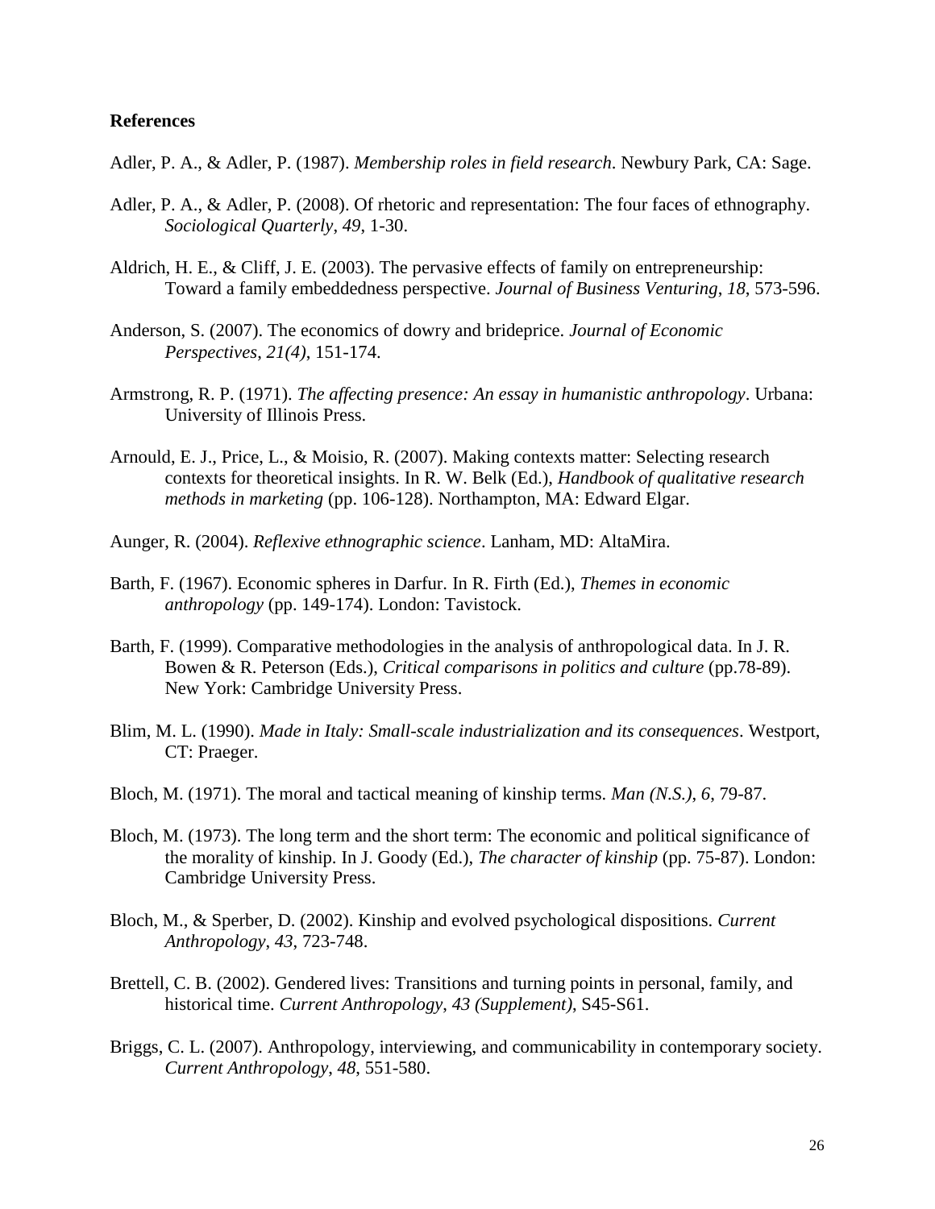**References**

Adler, P. A., & Adler, P. (1987). *Membership roles in field research*. Newbury Park, CA: Sage.

Adler, P. A., & Adler, P. (2008). Of rhetoric and representation: The four faces of ethnography. *Sociological Quarterly*, *49*, 1-30.

Aldrich, H. E., & Cliff, J. E. (2003). The pervasive effects of family on entrepreneurship: Toward a family embeddedness perspective. *Journal of Business Venturing*, *18*, 573-596.

Anderson, S. (2007). The economics of dowry and brideprice. *Journal of Economic Perspectives*, *21(4)*, 151-174.

Armstrong, R. P. (1971). *The affecting presence: An essay in humanistic anthropology*. Urbana: University of Illinois Press.

Arnould, E. J., Price, L., & Moisio, R. (2007). Making contexts matter: Selecting research contexts for theoretical insights. In R. W. Belk (Ed.), *Handbook of qualitative research methods in marketing* (pp. 106-128). Northampton, MA: Edward Elgar.

Aunger, R. (2004). *Reflexive ethnographic science*. Lanham, MD: AltaMira.

Barth, F. (1967). Economic spheres in Darfur. In R. Firth (Ed.), *Themes in economic anthropology* (pp. 149-174). London: Tavistock.

Barth, F. (1999). Comparative methodologies in the analysis of anthropological data. In J. R. Bowen & R. Peterson (Eds.), *Critical comparisons in politics and culture* (pp.78-89). New York: Cambridge University Press.

Blim, M. L. (1990). *Made in Italy: Small-scale industrialization and its consequences*. Westport, CT: Praeger.

Bloch, M. (1971). The moral and tactical meaning of kinship terms. *Man (N.S.)*, *6*, 79-87.

Bloch, M. (1973). The long term and the short term: The economic and political significance of the morality of kinship. In J. Goody (Ed.), *The character of kinship* (pp. 75-87). London: Cambridge University Press.

Bloch, M., & Sperber, D. (2002). Kinship and evolved psychological dispositions. *Current Anthropology*, *43*, 723-748.

Brettell, C. B. (2002). Gendered lives: Transitions and turning points in personal, family, and historical time. *Current Anthropology*, *43 (Supplement)*, S45-S61.

Briggs, C. L. (2007). Anthropology, interviewing, and communicability in contemporary society. *Current Anthropology*, *48*, 551-580.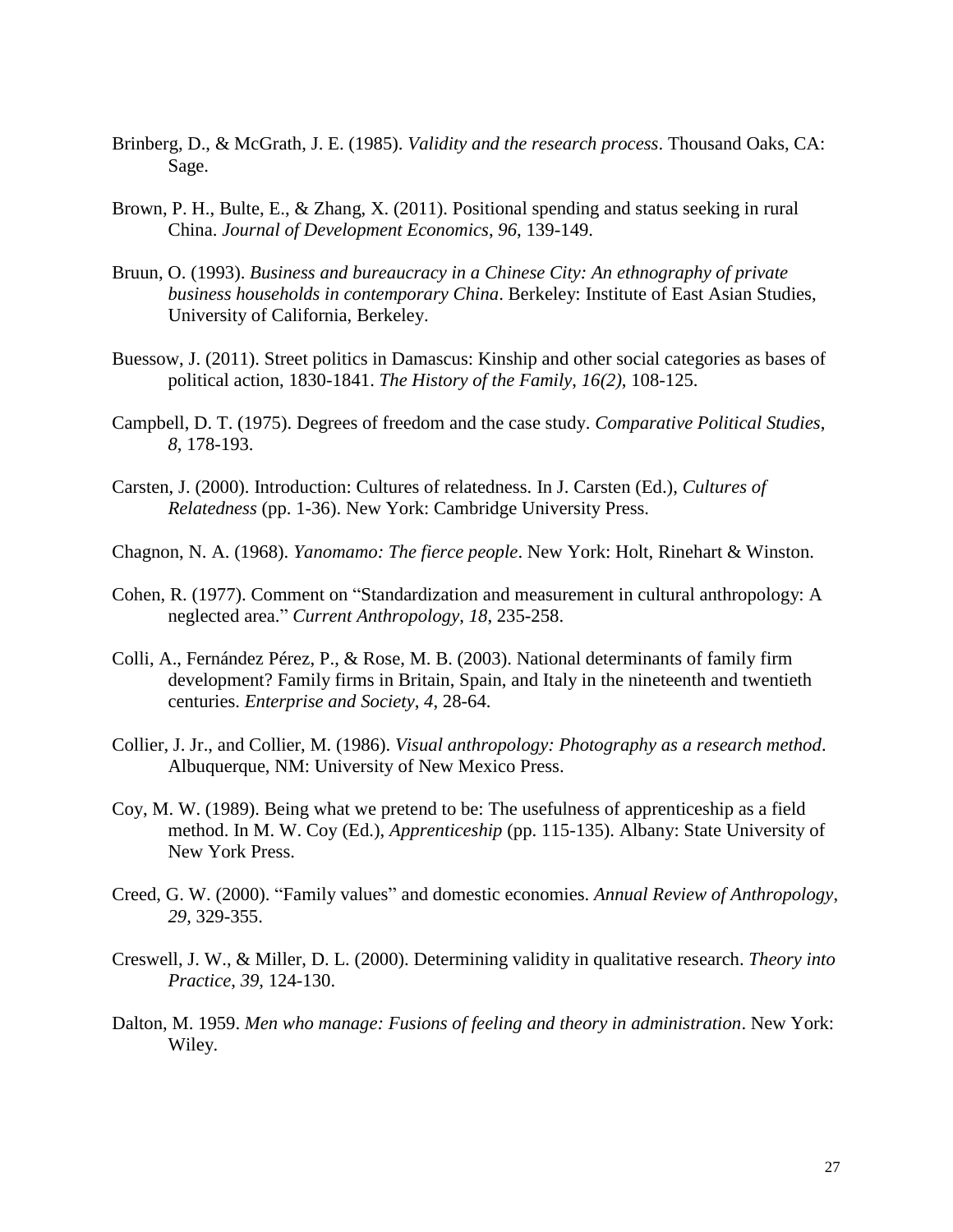Brinberg, D., & McGrath, J. E. (1985). *Validity and the research process*. Thousand Oaks, CA: Sage.

Brown, P. H., Bulte, E., & Zhang, X. (2011). Positional spending and status seeking in rural China. *Journal of Development Economics*, *96*, 139-149.

Bruun, O. (1993). *Business and bureaucracy in a Chinese City: An ethnography of private business households in contemporary China*. Berkeley: Institute of East Asian Studies, University of California, Berkeley.

Buessow, J. (2011). Street politics in Damascus: Kinship and other social categories as bases of political action, 1830-1841. *The History of the Family*, *16(2)*, 108-125.

Campbell, D. T. (1975). Degrees of freedom and the case study. *Comparative Political Studies*, *8*, 178-193.

Carsten, J. (2000). Introduction: Cultures of relatedness. In J. Carsten (Ed.), *Cultures of Relatedness* (pp. 1-36). New York: Cambridge University Press.

Chagnon, N. A. (1968). *Yanomamo: The fierce people*. New York: Holt, Rinehart & Winston.

Cohen, R. (1977). Comment on "Standardization and measurement in cultural anthropology: A neglected area." *Current Anthropology*, *18*, 235-258.

Colli, A., Fernández Pérez, P., & Rose, M. B. (2003). National determinants of family firm development? Family firms in Britain, Spain, and Italy in the nineteenth and twentieth centuries. *Enterprise and Society*, *4*, 28-64.

Collier, J. Jr., and Collier, M. (1986). *Visual anthropology: Photography as a research method*. Albuquerque, NM: University of New Mexico Press.

Coy, M. W. (1989). Being what we pretend to be: The usefulness of apprenticeship as a field method. In M. W. Coy (Ed.), *Apprenticeship* (pp. 115-135). Albany: State University of New York Press.

Creed, G. W. (2000). "Family values" and domestic economies. *Annual Review of Anthropology*, *29*, 329-355.

Creswell, J. W., & Miller, D. L. (2000). Determining validity in qualitative research. *Theory into Practice*, *39*, 124-130.

Dalton, M. 1959. *Men who manage: Fusions of feeling and theory in administration*. New York: Wiley.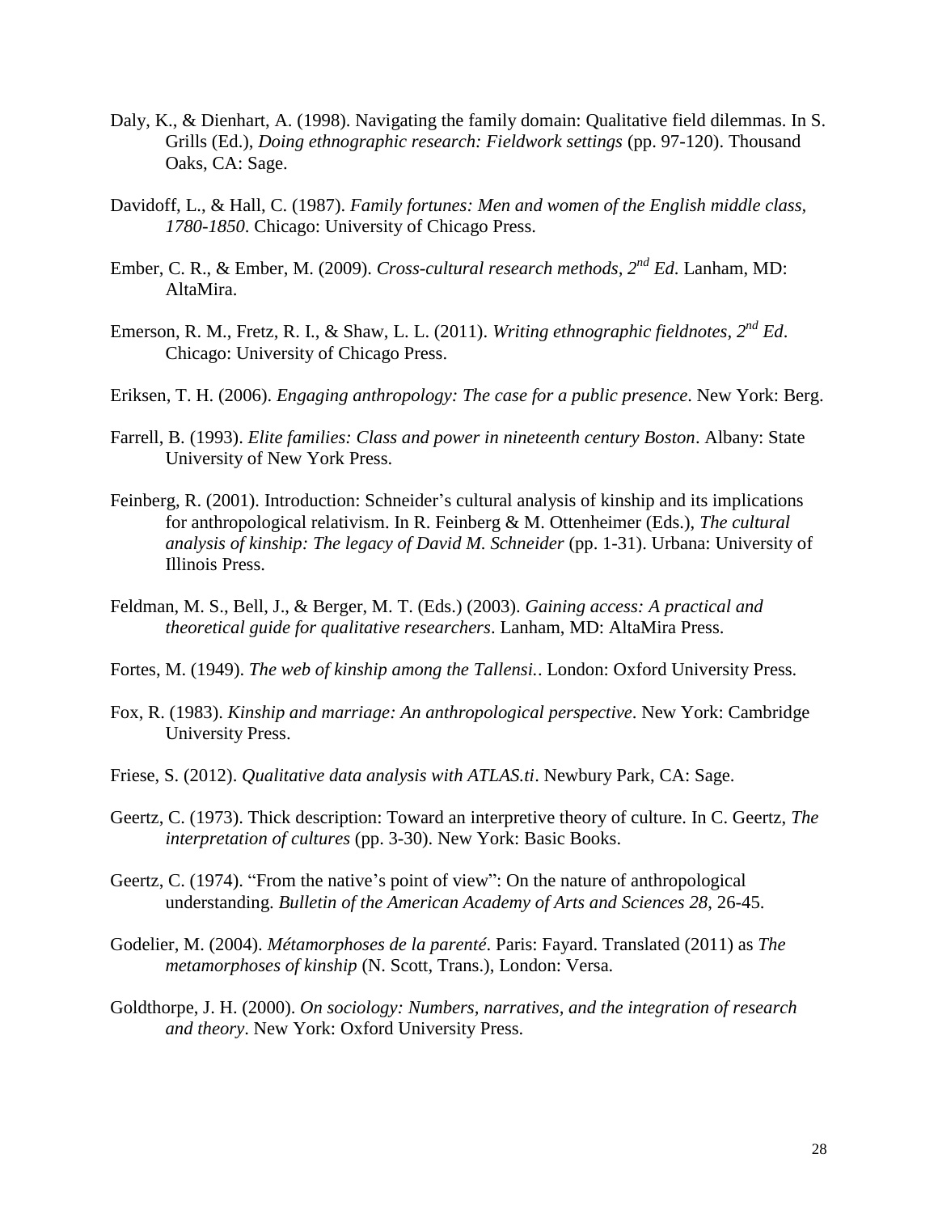Daly, K., & Dienhart, A. (1998). Navigating the family domain: Qualitative field dilemmas. In S. Grills (Ed.), *Doing ethnographic research: Fieldwork settings* (pp. 97-120). Thousand Oaks, CA: Sage.

Davidoff, L., & Hall, C. (1987). *Family fortunes: Men and women of the English middle class, 1780-1850*. Chicago: University of Chicago Press.

Ember, C. R., & Ember, M. (2009). *Cross-cultural research methods, 2nd Ed*. Lanham, MD: AltaMira.

Emerson, R. M., Fretz, R. I., & Shaw, L. L. (2011). *Writing ethnographic fieldnotes, 2nd Ed*. Chicago: University of Chicago Press.

Eriksen, T. H. (2006). *Engaging anthropology: The case for a public presence*. New York: Berg.

Farrell, B. (1993). *Elite families: Class and power in nineteenth century Boston*. Albany: State University of New York Press.

Feinberg, R. (2001). Introduction: Schneider's cultural analysis of kinship and its implications for anthropological relativism. In R. Feinberg & M. Ottenheimer (Eds.), *The cultural analysis of kinship: The legacy of David M. Schneider* (pp. 1-31). Urbana: University of Illinois Press.

Feldman, M. S., Bell, J., & Berger, M. T. (Eds.) (2003). *Gaining access: A practical and theoretical guide for qualitative researchers*. Lanham, MD: AltaMira Press.

Fortes, M. (1949). *The web of kinship among the Tallensi.*. London: Oxford University Press.

Fox, R. (1983). *Kinship and marriage: An anthropological perspective*. New York: Cambridge University Press.

Friese, S. (2012). *Qualitative data analysis with ATLAS.ti*. Newbury Park, CA: Sage.

Geertz, C. (1973). Thick description: Toward an interpretive theory of culture. In C. Geertz, *The interpretation of cultures* (pp. 3-30). New York: Basic Books.

Geertz, C. (1974). "From the native's point of view": On the nature of anthropological understanding. *Bulletin of the American Academy of Arts and Sciences 28*, 26-45.

Godelier, M. (2004). *Métamorphoses de la parenté*. Paris: Fayard. Translated (2011) as *The metamorphoses of kinship* (N. Scott, Trans.), London: Versa.

Goldthorpe, J. H. (2000). *On sociology: Numbers, narratives, and the integration of research and theory*. New York: Oxford University Press.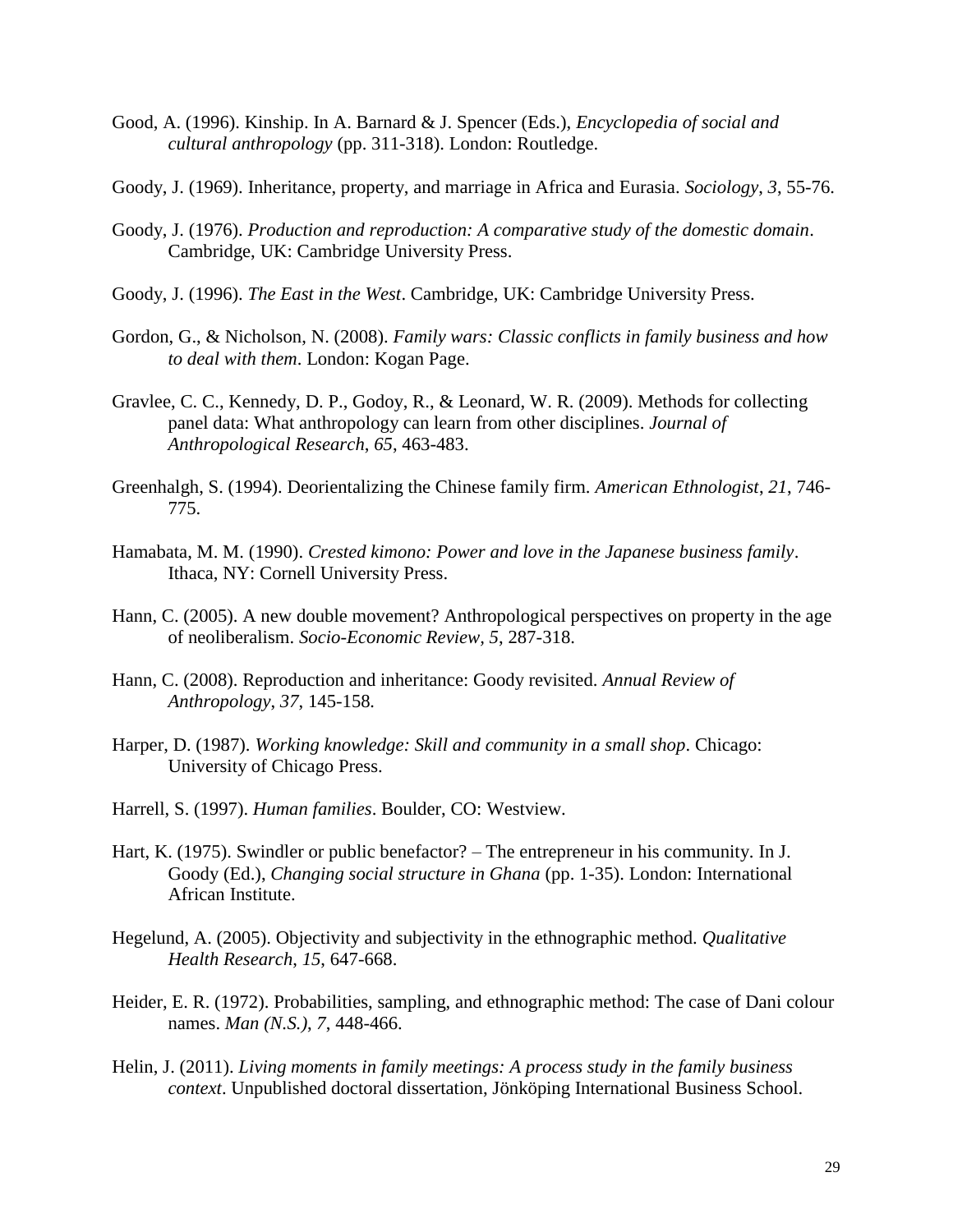Good, A. (1996). Kinship. In A. Barnard & J. Spencer (Eds.), *Encyclopedia of social and cultural anthropology* (pp. 311-318). London: Routledge.

Goody, J. (1969). Inheritance, property, and marriage in Africa and Eurasia. *Sociology*, *3*, 55-76.

Goody, J. (1976). *Production and reproduction: A comparative study of the domestic domain*. Cambridge, UK: Cambridge University Press.

Goody, J. (1996). *The East in the West*. Cambridge, UK: Cambridge University Press.

Gordon, G., & Nicholson, N. (2008). *Family wars: Classic conflicts in family business and how to deal with them*. London: Kogan Page.

Gravlee, C. C., Kennedy, D. P., Godoy, R., & Leonard, W. R. (2009). Methods for collecting panel data: What anthropology can learn from other disciplines. *Journal of Anthropological Research*, *65*, 463-483.

Greenhalgh, S. (1994). Deorientalizing the Chinese family firm. *American Ethnologist*, *21*, 746-775.

Hamabata, M. M. (1990). *Crested kimono: Power and love in the Japanese business family*. Ithaca, NY: Cornell University Press.

Hann, C. (2005). A new double movement? Anthropological perspectives on property in the age of neoliberalism. *Socio-Economic Review*, *5*, 287-318.

Hann, C. (2008). Reproduction and inheritance: Goody revisited. *Annual Review of Anthropology*, *37*, 145-158.

Harper, D. (1987). *Working knowledge: Skill and community in a small shop*. Chicago: University of Chicago Press.

Harrell, S. (1997). *Human families*. Boulder, CO: Westview.

Hart, K. (1975). Swindler or public benefactor? – The entrepreneur in his community. In J. Goody (Ed.), *Changing social structure in Ghana* (pp. 1-35). London: International African Institute.

Hegelund, A. (2005). Objectivity and subjectivity in the ethnographic method. *Qualitative Health Research*, *15*, 647-668.

Heider, E. R. (1972). Probabilities, sampling, and ethnographic method: The case of Dani colour names. *Man (N.S.)*, *7*, 448-466.

Helin, J. (2011). *Living moments in family meetings: A process study in the family business context*. Unpublished doctoral dissertation, Jönköping International Business School.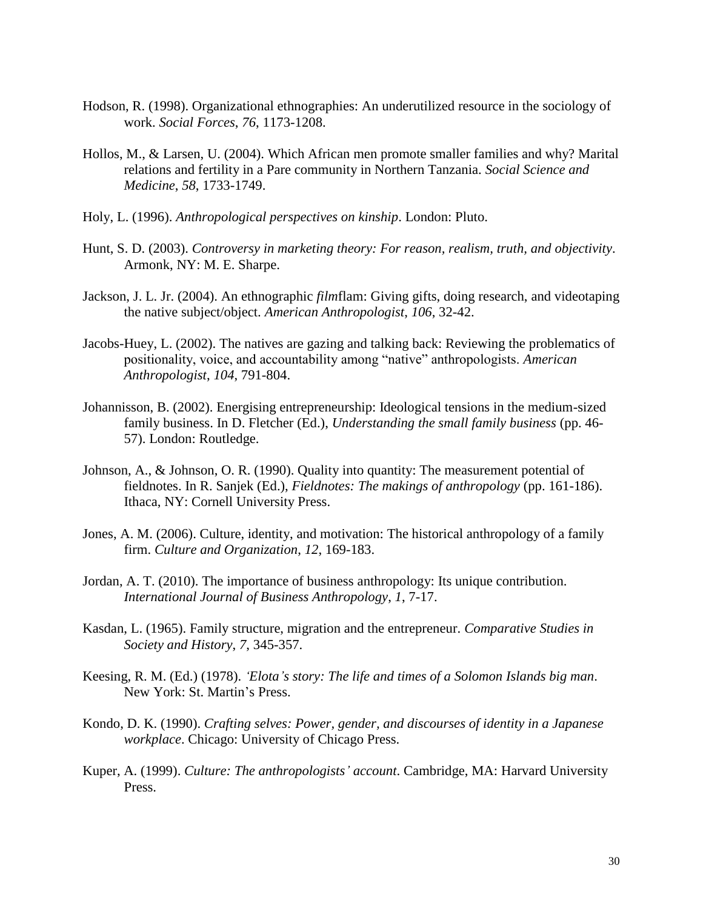Hodson, R. (1998). Organizational ethnographies: An underutilized resource in the sociology of work. *Social Forces*, *76*, 1173-1208.

Hollos, M., & Larsen, U. (2004). Which African men promote smaller families and why? Marital relations and fertility in a Pare community in Northern Tanzania. *Social Science and Medicine*, *58*, 1733-1749.

Holy, L. (1996). *Anthropological perspectives on kinship*. London: Pluto.

Hunt, S. D. (2003). *Controversy in marketing theory: For reason, realism, truth, and objectivity*. Armonk, NY: M. E. Sharpe.

Jackson, J. L. Jr. (2004). An ethnographic *film*flam: Giving gifts, doing research, and videotaping the native subject/object. *American Anthropologist*, *106*, 32-42.

Jacobs-Huey, L. (2002). The natives are gazing and talking back: Reviewing the problematics of positionality, voice, and accountability among "native" anthropologists. *American Anthropologist*, *104*, 791-804.

Johannisson, B. (2002). Energising entrepreneurship: Ideological tensions in the medium-sized family business. In D. Fletcher (Ed.), *Understanding the small family business* (pp. 46-57). London: Routledge.

Johnson, A., & Johnson, O. R. (1990). Quality into quantity: The measurement potential of fieldnotes. In R. Sanjek (Ed.), *Fieldnotes: The makings of anthropology* (pp. 161-186). Ithaca, NY: Cornell University Press.

Jones, A. M. (2006). Culture, identity, and motivation: The historical anthropology of a family firm. *Culture and Organization*, *12*, 169-183.

Jordan, A. T. (2010). The importance of business anthropology: Its unique contribution. *International Journal of Business Anthropology*, *1*, 7-17.

Kasdan, L. (1965). Family structure, migration and the entrepreneur. *Comparative Studies in Society and History*, *7*, 345-357.

Keesing, R. M. (Ed.) (1978). *'Elota's story: The life and times of a Solomon Islands big man*. New York: St. Martin's Press.

Kondo, D. K. (1990). *Crafting selves: Power, gender, and discourses of identity in a Japanese workplace*. Chicago: University of Chicago Press.

Kuper, A. (1999). *Culture: The anthropologists' account*. Cambridge, MA: Harvard University Press.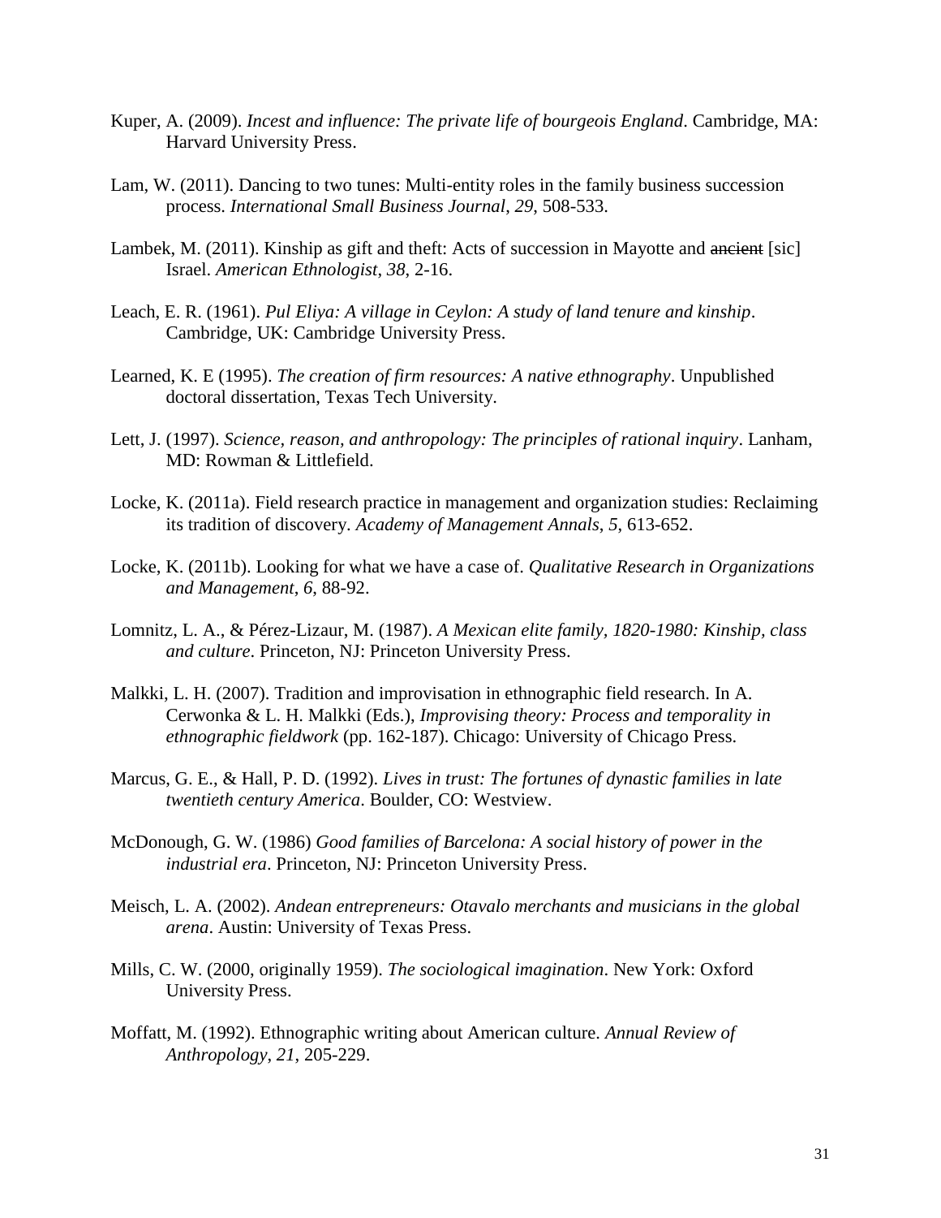Kuper, A. (2009). *Incest and influence: The private life of bourgeois England*. Cambridge, MA: Harvard University Press.

Lam, W. (2011). Dancing to two tunes: Multi-entity roles in the family business succession process. *International Small Business Journal*, *29*, 508-533.

Lambek, M. (2011). Kinship as gift and theft: Acts of succession in Mayotte and ~~ancient~~ [sic] Israel. *American Ethnologist*, *38*, 2-16.

Leach, E. R. (1961). *Pul Eliya: A village in Ceylon: A study of land tenure and kinship*. Cambridge, UK: Cambridge University Press.

Learned, K. E (1995). *The creation of firm resources: A native ethnography*. Unpublished doctoral dissertation, Texas Tech University.

Lett, J. (1997). *Science, reason, and anthropology: The principles of rational inquiry*. Lanham, MD: Rowman & Littlefield.

Locke, K. (2011a). Field research practice in management and organization studies: Reclaiming its tradition of discovery. *Academy of Management Annals*, *5*, 613-652.

Locke, K. (2011b). Looking for what we have a case of. *Qualitative Research in Organizations and Management*, *6*, 88-92.

Lomnitz, L. A., & Pérez-Lizaur, M. (1987). *A Mexican elite family, 1820-1980: Kinship, class and culture*. Princeton, NJ: Princeton University Press.

Malkki, L. H. (2007). Tradition and improvisation in ethnographic field research. In A. Cerwonka & L. H. Malkki (Eds.), *Improvising theory: Process and temporality in ethnographic fieldwork* (pp. 162-187). Chicago: University of Chicago Press.

Marcus, G. E., & Hall, P. D. (1992). *Lives in trust: The fortunes of dynastic families in late twentieth century America*. Boulder, CO: Westview.

McDonough, G. W. (1986) *Good families of Barcelona: A social history of power in the industrial era*. Princeton, NJ: Princeton University Press.

Meisch, L. A. (2002). *Andean entrepreneurs: Otavalo merchants and musicians in the global arena*. Austin: University of Texas Press.

Mills, C. W. (2000, originally 1959). *The sociological imagination*. New York: Oxford University Press.

Moffatt, M. (1992). Ethnographic writing about American culture. *Annual Review of Anthropology*, *21*, 205-229.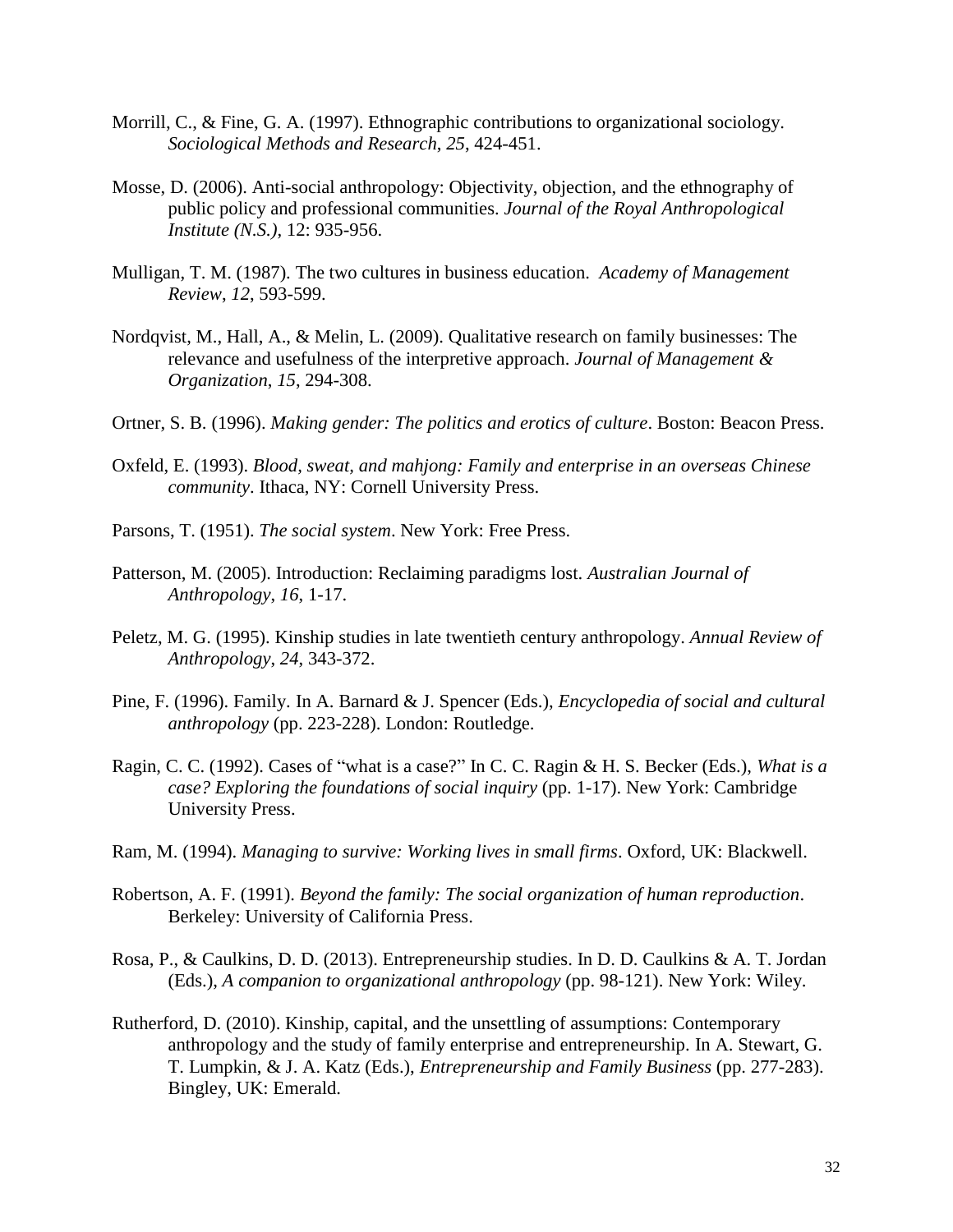Morrill, C., & Fine, G. A. (1997). Ethnographic contributions to organizational sociology. *Sociological Methods and Research*, *25*, 424-451.

Mosse, D. (2006). Anti-social anthropology: Objectivity, objection, and the ethnography of public policy and professional communities. *Journal of the Royal Anthropological Institute (N.S.)*, 12: 935-956.

Mulligan, T. M. (1987). The two cultures in business education. *Academy of Management Review*, *12*, 593-599.

Nordqvist, M., Hall, A., & Melin, L. (2009). Qualitative research on family businesses: The relevance and usefulness of the interpretive approach. *Journal of Management & Organization*, *15*, 294-308.

Ortner, S. B. (1996). *Making gender: The politics and erotics of culture*. Boston: Beacon Press.

Oxfeld, E. (1993). *Blood, sweat, and mahjong: Family and enterprise in an overseas Chinese community*. Ithaca, NY: Cornell University Press.

Parsons, T. (1951). *The social system*. New York: Free Press.

Patterson, M. (2005). Introduction: Reclaiming paradigms lost. *Australian Journal of Anthropology*, *16*, 1-17.

Peletz, M. G. (1995). Kinship studies in late twentieth century anthropology. *Annual Review of Anthropology*, *24*, 343-372.

Pine, F. (1996). Family. In A. Barnard & J. Spencer (Eds.), *Encyclopedia of social and cultural anthropology* (pp. 223-228). London: Routledge.

Ragin, C. C. (1992). Cases of "what is a case?" In C. C. Ragin & H. S. Becker (Eds.), *What is a case? Exploring the foundations of social inquiry* (pp. 1-17). New York: Cambridge University Press.

Ram, M. (1994). *Managing to survive: Working lives in small firms*. Oxford, UK: Blackwell.

Robertson, A. F. (1991). *Beyond the family: The social organization of human reproduction*. Berkeley: University of California Press.

Rosa, P., & Caulkins, D. D. (2013). Entrepreneurship studies. In D. D. Caulkins & A. T. Jordan (Eds.), *A companion to organizational anthropology* (pp. 98-121). New York: Wiley.

Rutherford, D. (2010). Kinship, capital, and the unsettling of assumptions: Contemporary anthropology and the study of family enterprise and entrepreneurship. In A. Stewart, G. T. Lumpkin, & J. A. Katz (Eds.), *Entrepreneurship and Family Business* (pp. 277-283). Bingley, UK: Emerald.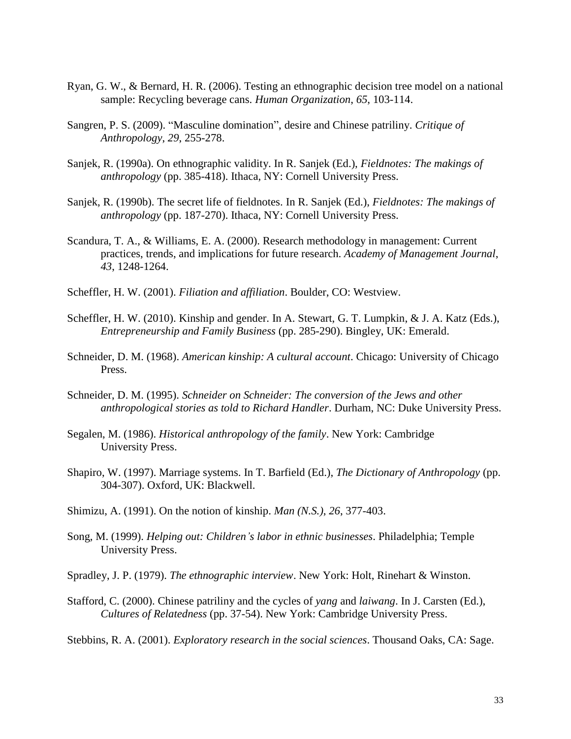Ryan, G. W., & Bernard, H. R. (2006). Testing an ethnographic decision tree model on a national sample: Recycling beverage cans. *Human Organization*, *65*, 103-114.

Sangren, P. S. (2009). “Masculine domination”, desire and Chinese patriliny. *Critique of Anthropology*, *29*, 255-278.

Sanjek, R. (1990a). On ethnographic validity. In R. Sanjek (Ed.), *Fieldnotes: The makings of anthropology* (pp. 385-418). Ithaca, NY: Cornell University Press.

Sanjek, R. (1990b). The secret life of fieldnotes. In R. Sanjek (Ed.), *Fieldnotes: The makings of anthropology* (pp. 187-270). Ithaca, NY: Cornell University Press.

Scandura, T. A., & Williams, E. A. (2000). Research methodology in management: Current practices, trends, and implications for future research. *Academy of Management Journal*, *43*, 1248-1264.

Scheffler, H. W. (2001). *Filiation and affiliation*. Boulder, CO: Westview.

Scheffler, H. W. (2010). Kinship and gender. In A. Stewart, G. T. Lumpkin, & J. A. Katz (Eds.), *Entrepreneurship and Family Business* (pp. 285-290). Bingley, UK: Emerald.

Schneider, D. M. (1968). *American kinship: A cultural account*. Chicago: University of Chicago Press.

Schneider, D. M. (1995). *Schneider on Schneider: The conversion of the Jews and other anthropological stories as told to Richard Handler*. Durham, NC: Duke University Press.

Segalen, M. (1986). *Historical anthropology of the family*. New York: Cambridge University Press.

Shapiro, W. (1997). Marriage systems. In T. Barfield (Ed.), *The Dictionary of Anthropology* (pp. 304-307). Oxford, UK: Blackwell.

Shimizu, A. (1991). On the notion of kinship. *Man (N.S.)*, *26*, 377-403.

Song, M. (1999). *Helping out: Children’s labor in ethnic businesses*. Philadelphia; Temple University Press.

Spradley, J. P. (1979). *The ethnographic interview*. New York: Holt, Rinehart & Winston.

Stafford, C. (2000). Chinese patriliny and the cycles of *yang* and *laiwang*. In J. Carsten (Ed.), *Cultures of Relatedness* (pp. 37-54). New York: Cambridge University Press.

Stebbins, R. A. (2001). *Exploratory research in the social sciences*. Thousand Oaks, CA: Sage.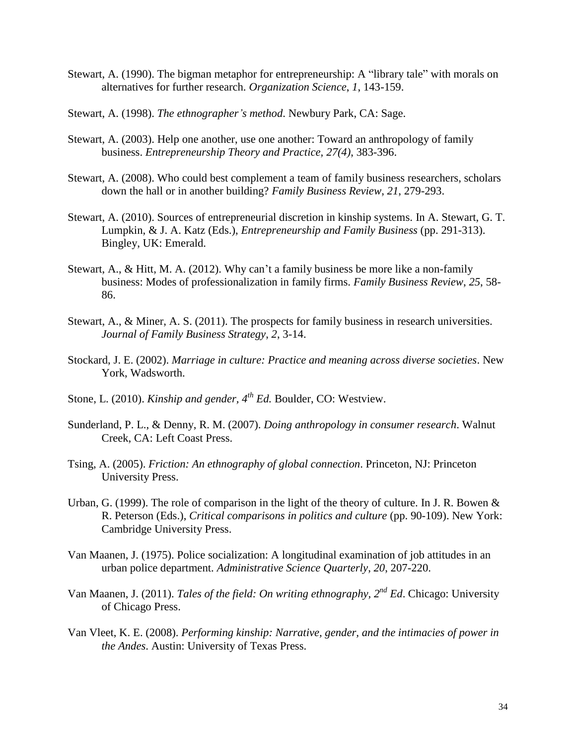Stewart, A. (1990). The bigman metaphor for entrepreneurship: A "library tale" with morals on alternatives for further research. *Organization Science*, *1*, 143-159.

Stewart, A. (1998). *The ethnographer's method*. Newbury Park, CA: Sage.

Stewart, A. (2003). Help one another, use one another: Toward an anthropology of family business. *Entrepreneurship Theory and Practice, 27(4)*, 383-396.

Stewart, A. (2008). Who could best complement a team of family business researchers, scholars down the hall or in another building? *Family Business Review*, *21*, 279-293.

Stewart, A. (2010). Sources of entrepreneurial discretion in kinship systems. In A. Stewart, G. T. Lumpkin, & J. A. Katz (Eds.), *Entrepreneurship and Family Business* (pp. 291-313). Bingley, UK: Emerald.

Stewart, A., & Hitt, M. A. (2012). Why can't a family business be more like a non-family business: Modes of professionalization in family firms. *Family Business Review*, *25*, 58-86.

Stewart, A., & Miner, A. S. (2011). The prospects for family business in research universities. *Journal of Family Business Strategy, 2*, 3-14.

Stockard, J. E. (2002). *Marriage in culture: Practice and meaning across diverse societies*. New York, Wadsworth.

Stone, L. (2010). *Kinship and gender, 4th Ed.* Boulder, CO: Westview.

Sunderland, P. L., & Denny, R. M. (2007). *Doing anthropology in consumer research*. Walnut Creek, CA: Left Coast Press.

Tsing, A. (2005). *Friction: An ethnography of global connection*. Princeton, NJ: Princeton University Press.

Urban, G. (1999). The role of comparison in the light of the theory of culture. In J. R. Bowen & R. Peterson (Eds.), *Critical comparisons in politics and culture* (pp. 90-109). New York: Cambridge University Press.

Van Maanen, J. (1975). Police socialization: A longitudinal examination of job attitudes in an urban police department. *Administrative Science Quarterly*, *20*, 207-220.

Van Maanen, J. (2011). *Tales of the field: On writing ethnography, 2nd Ed*. Chicago: University of Chicago Press.

Van Vleet, K. E. (2008). *Performing kinship: Narrative, gender, and the intimacies of power in the Andes*. Austin: University of Texas Press.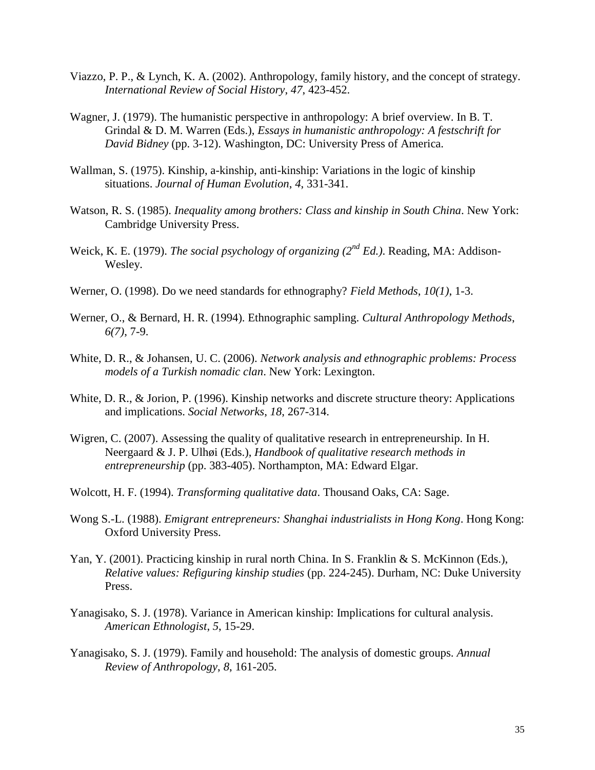Viazzo, P. P., & Lynch, K. A. (2002). Anthropology, family history, and the concept of strategy. *International Review of Social History*, *47*, 423-452.

Wagner, J. (1979). The humanistic perspective in anthropology: A brief overview. In B. T. Grindal & D. M. Warren (Eds.), *Essays in humanistic anthropology: A festschrift for David Bidney* (pp. 3-12). Washington, DC: University Press of America.

Wallman, S. (1975). Kinship, a-kinship, anti-kinship: Variations in the logic of kinship situations. *Journal of Human Evolution*, *4*, 331-341.

Watson, R. S. (1985). *Inequality among brothers: Class and kinship in South China*. New York: Cambridge University Press.

Weick, K. E. (1979). *The social psychology of organizing (2nd Ed.)*. Reading, MA: Addison-Wesley.

Werner, O. (1998). Do we need standards for ethnography? *Field Methods*, *10(1)*, 1-3.

Werner, O., & Bernard, H. R. (1994). Ethnographic sampling. *Cultural Anthropology Methods*, *6(7)*, 7-9.

White, D. R., & Johansen, U. C. (2006). *Network analysis and ethnographic problems: Process models of a Turkish nomadic clan*. New York: Lexington.

White, D. R., & Jorion, P. (1996). Kinship networks and discrete structure theory: Applications and implications. *Social Networks*, *18*, 267-314.

Wigren, C. (2007). Assessing the quality of qualitative research in entrepreneurship. In H. Neergaard & J. P. Ulhøi (Eds.), *Handbook of qualitative research methods in entrepreneurship* (pp. 383-405). Northampton, MA: Edward Elgar.

Wolcott, H. F. (1994). *Transforming qualitative data*. Thousand Oaks, CA: Sage.

Wong S.-L. (1988). *Emigrant entrepreneurs: Shanghai industrialists in Hong Kong*. Hong Kong: Oxford University Press.

Yan, Y. (2001). Practicing kinship in rural north China. In S. Franklin & S. McKinnon (Eds.), *Relative values: Refiguring kinship studies* (pp. 224-245). Durham, NC: Duke University Press.

Yanagisako, S. J. (1978). Variance in American kinship: Implications for cultural analysis. *American Ethnologist*, *5*, 15-29.

Yanagisako, S. J. (1979). Family and household: The analysis of domestic groups. *Annual Review of Anthropology*, *8*, 161-205.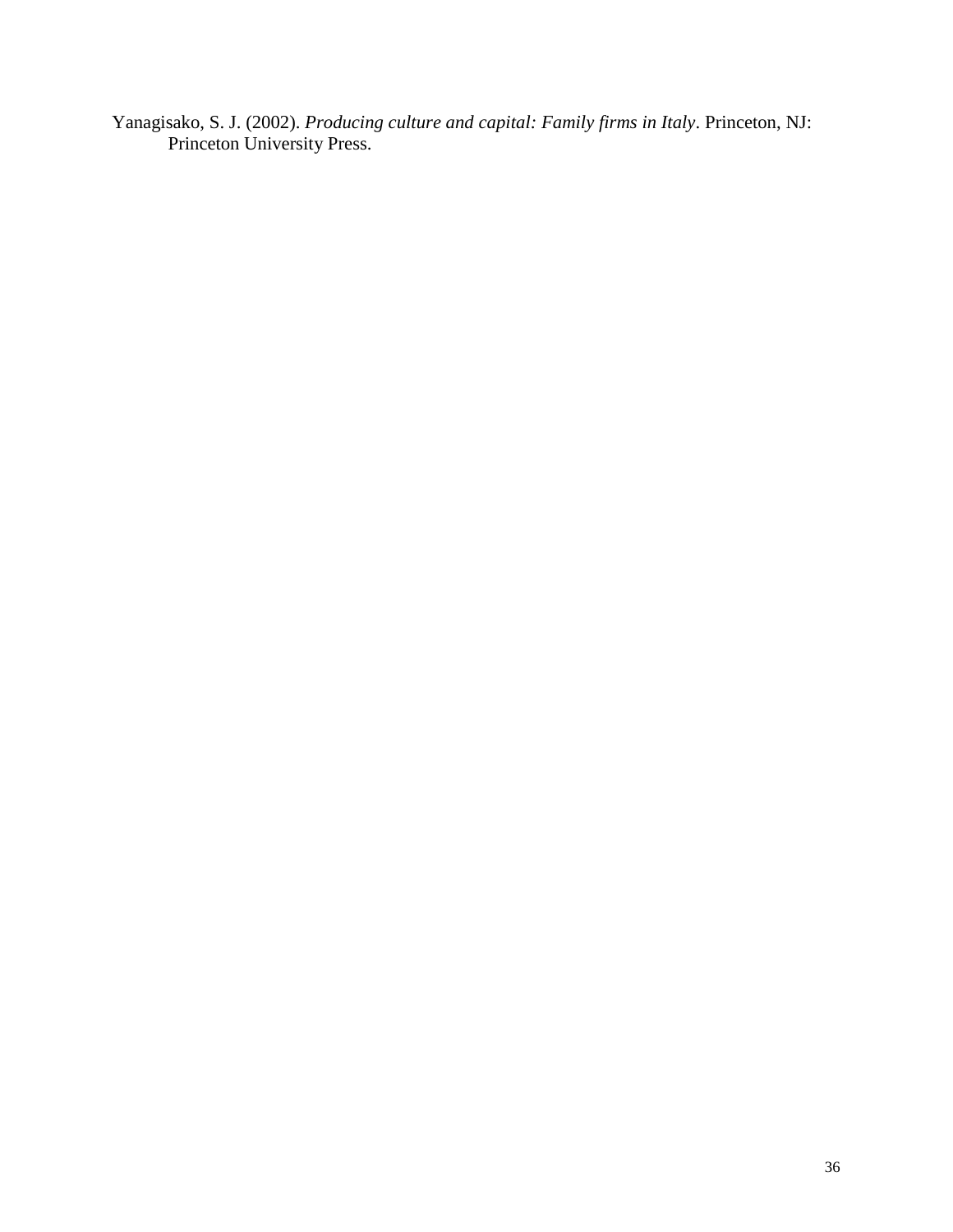Yanagisako, S. J. (2002). *Producing culture and capital: Family firms in Italy*. Princeton, NJ: Princeton University Press.